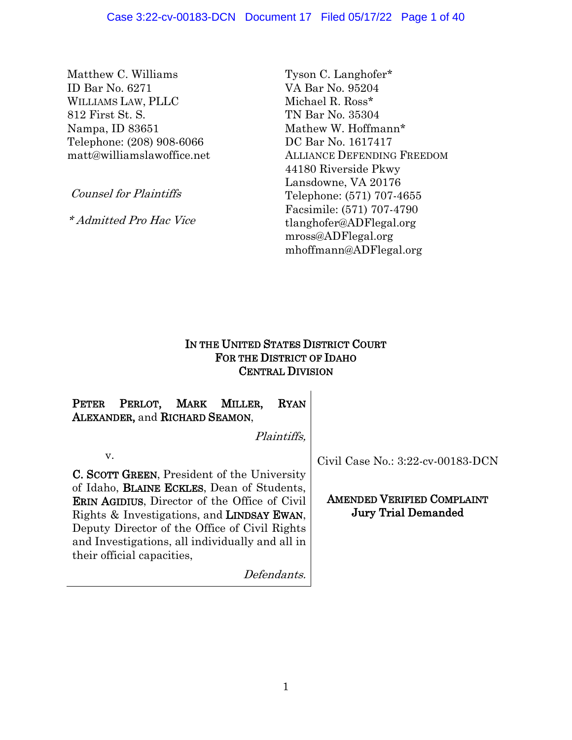Matthew C. Williams
ID Bar No. 6271
WILLIAMS LAW, PLLC
812 First St. S.
Nampa, ID 83651
Telephone: (208) 908-6066
matt@williamslawoffice.net

*Counsel for Plaintiffs*

*\* Admitted Pro Hac Vice*

Tyson C. Langhofer*
VA Bar No. 95204
Michael R. Ross*
TN Bar No. 35304
Mathew W. Hoffmann*
DC Bar No. 1617417
ALLIANCE DEFENDING FREEDOM
44180 Riverside Pkwy
Lansdowne, VA 20176
Telephone: (571) 707-4655
Facsimile: (571) 707-4790
tlanghofer@ADFlegal.org
mross@ADFlegal.org
mhoffmann@ADFlegal.org

**IN THE UNITED STATES DISTRICT COURT**
**FOR THE DISTRICT OF IDAHO**
**CENTRAL DIVISION**

**PETER PERLOT, MARK MILLER, RYAN ALEXANDER,** and **RICHARD SEAMON**,

*Plaintiffs,*

v.

**C. SCOTT GREEN**, President of the University of Idaho, **BLAINE ECKLES**, Dean of Students, **ERIN AGIDIUS**, Director of the Office of Civil Rights & Investigations, and **LINDSAY EWAN**, Deputy Director of the Office of Civil Rights and Investigations, all individually and all in their official capacities,

*Defendants.*

Civil Case No.: 3:22-cv-00183-DCN

**AMENDED VERIFIED COMPLAINT**
**Jury Trial Demanded**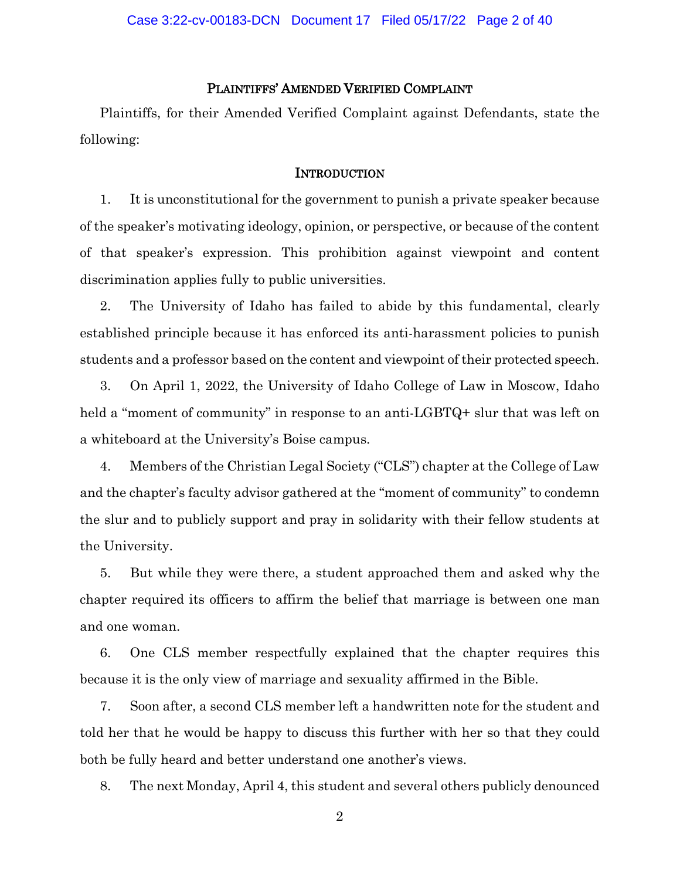## PLAINTIFFS' AMENDED VERIFIED COMPLAINT

Plaintiffs, for their Amended Verified Complaint against Defendants, state the following:

### INTRODUCTION

1. It is unconstitutional for the government to punish a private speaker because of the speaker's motivating ideology, opinion, or perspective, or because of the content of that speaker's expression. This prohibition against viewpoint and content discrimination applies fully to public universities.

2. The University of Idaho has failed to abide by this fundamental, clearly established principle because it has enforced its anti-harassment policies to punish students and a professor based on the content and viewpoint of their protected speech.

3. On April 1, 2022, the University of Idaho College of Law in Moscow, Idaho held a "moment of community" in response to an anti-LGBTQ+ slur that was left on a whiteboard at the University's Boise campus.

4. Members of the Christian Legal Society ("CLS") chapter at the College of Law and the chapter's faculty advisor gathered at the "moment of community" to condemn the slur and to publicly support and pray in solidarity with their fellow students at the University.

5. But while they were there, a student approached them and asked why the chapter required its officers to affirm the belief that marriage is between one man and one woman.

6. One CLS member respectfully explained that the chapter requires this because it is the only view of marriage and sexuality affirmed in the Bible.

7. Soon after, a second CLS member left a handwritten note for the student and told her that he would be happy to discuss this further with her so that they could both be fully heard and better understand one another's views.

8. The next Monday, April 4, this student and several others publicly denounced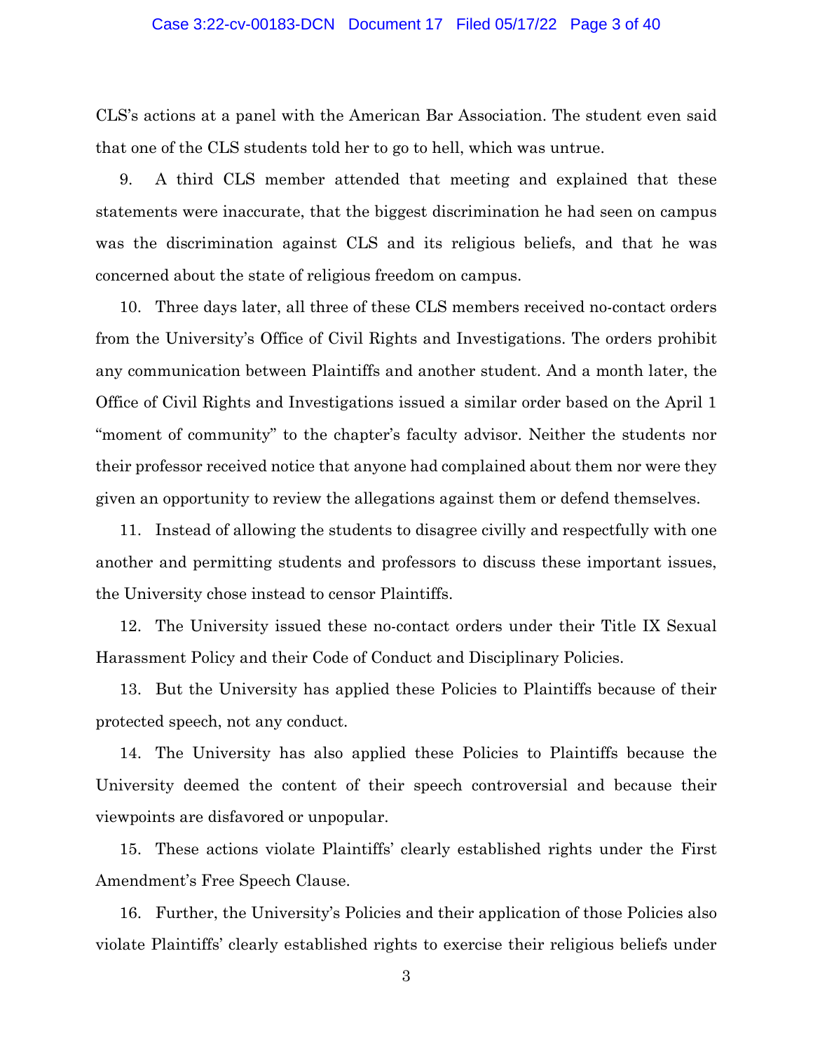CLS's actions at a panel with the American Bar Association. The student even said that one of the CLS students told her to go to hell, which was untrue.

9. A third CLS member attended that meeting and explained that these statements were inaccurate, that the biggest discrimination he had seen on campus was the discrimination against CLS and its religious beliefs, and that he was concerned about the state of religious freedom on campus.

10. Three days later, all three of these CLS members received no-contact orders from the University's Office of Civil Rights and Investigations. The orders prohibit any communication between Plaintiffs and another student. And a month later, the Office of Civil Rights and Investigations issued a similar order based on the April 1 "moment of community" to the chapter's faculty advisor. Neither the students nor their professor received notice that anyone had complained about them nor were they given an opportunity to review the allegations against them or defend themselves.

11. Instead of allowing the students to disagree civilly and respectfully with one another and permitting students and professors to discuss these important issues, the University chose instead to censor Plaintiffs.

12. The University issued these no-contact orders under their Title IX Sexual Harassment Policy and their Code of Conduct and Disciplinary Policies.

13. But the University has applied these Policies to Plaintiffs because of their protected speech, not any conduct.

14. The University has also applied these Policies to Plaintiffs because the University deemed the content of their speech controversial and because their viewpoints are disfavored or unpopular.

15. These actions violate Plaintiffs' clearly established rights under the First Amendment's Free Speech Clause.

16. Further, the University's Policies and their application of those Policies also violate Plaintiffs' clearly established rights to exercise their religious beliefs under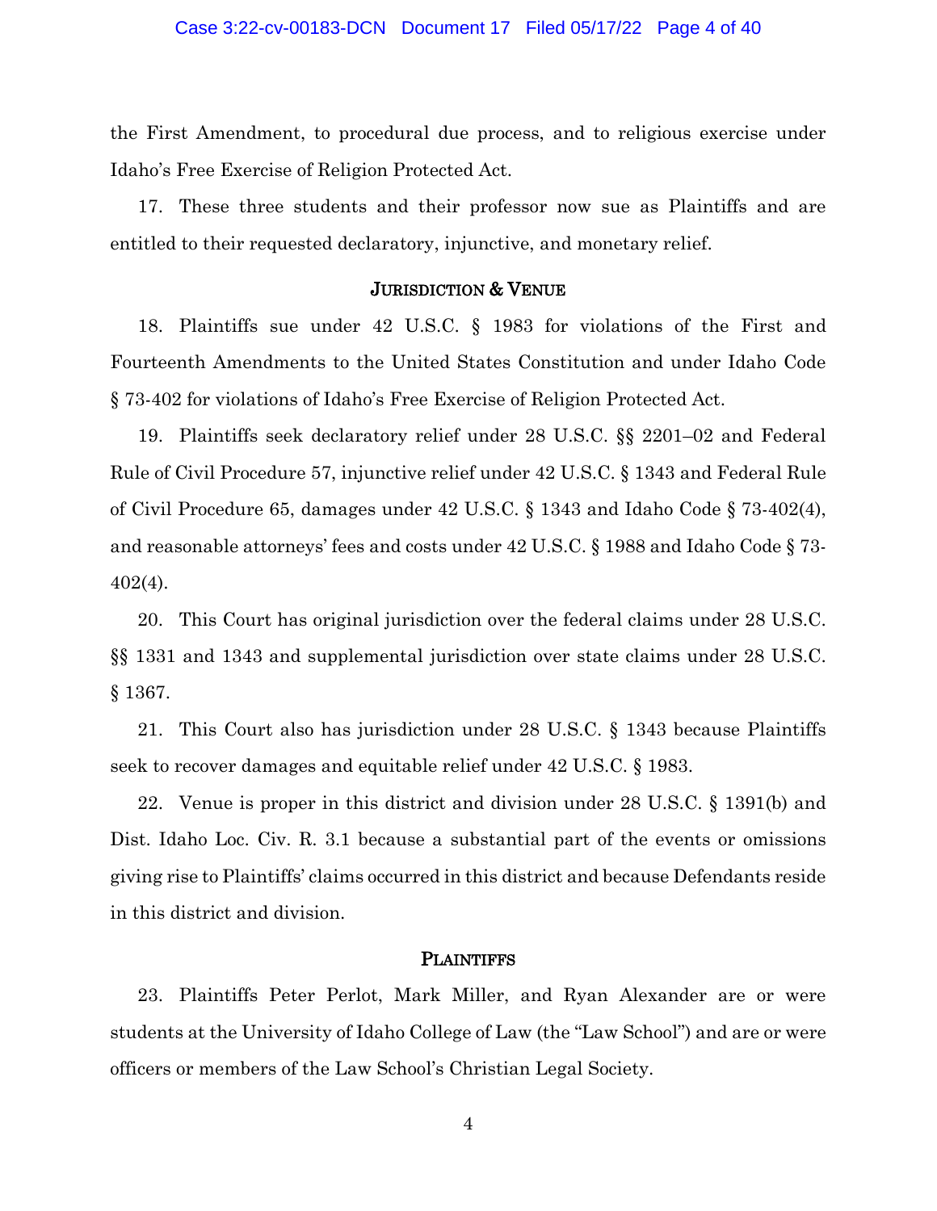the First Amendment, to procedural due process, and to religious exercise under Idaho's Free Exercise of Religion Protected Act.

17. These three students and their professor now sue as Plaintiffs and are entitled to their requested declaratory, injunctive, and monetary relief.

## JURISDICTION & VENUE

18. Plaintiffs sue under 42 U.S.C. § 1983 for violations of the First and Fourteenth Amendments to the United States Constitution and under Idaho Code § 73-402 for violations of Idaho's Free Exercise of Religion Protected Act.

19. Plaintiffs seek declaratory relief under 28 U.S.C. §§ 2201–02 and Federal Rule of Civil Procedure 57, injunctive relief under 42 U.S.C. § 1343 and Federal Rule of Civil Procedure 65, damages under 42 U.S.C. § 1343 and Idaho Code § 73-402(4), and reasonable attorneys' fees and costs under 42 U.S.C. § 1988 and Idaho Code § 73-402(4).

20. This Court has original jurisdiction over the federal claims under 28 U.S.C. §§ 1331 and 1343 and supplemental jurisdiction over state claims under 28 U.S.C. § 1367.

21. This Court also has jurisdiction under 28 U.S.C. § 1343 because Plaintiffs seek to recover damages and equitable relief under 42 U.S.C. § 1983.

22. Venue is proper in this district and division under 28 U.S.C. § 1391(b) and Dist. Idaho Loc. Civ. R. 3.1 because a substantial part of the events or omissions giving rise to Plaintiffs' claims occurred in this district and because Defendants reside in this district and division.

## PLAINTIFFS

23. Plaintiffs Peter Perlot, Mark Miller, and Ryan Alexander are or were students at the University of Idaho College of Law (the "Law School") and are or were officers or members of the Law School's Christian Legal Society.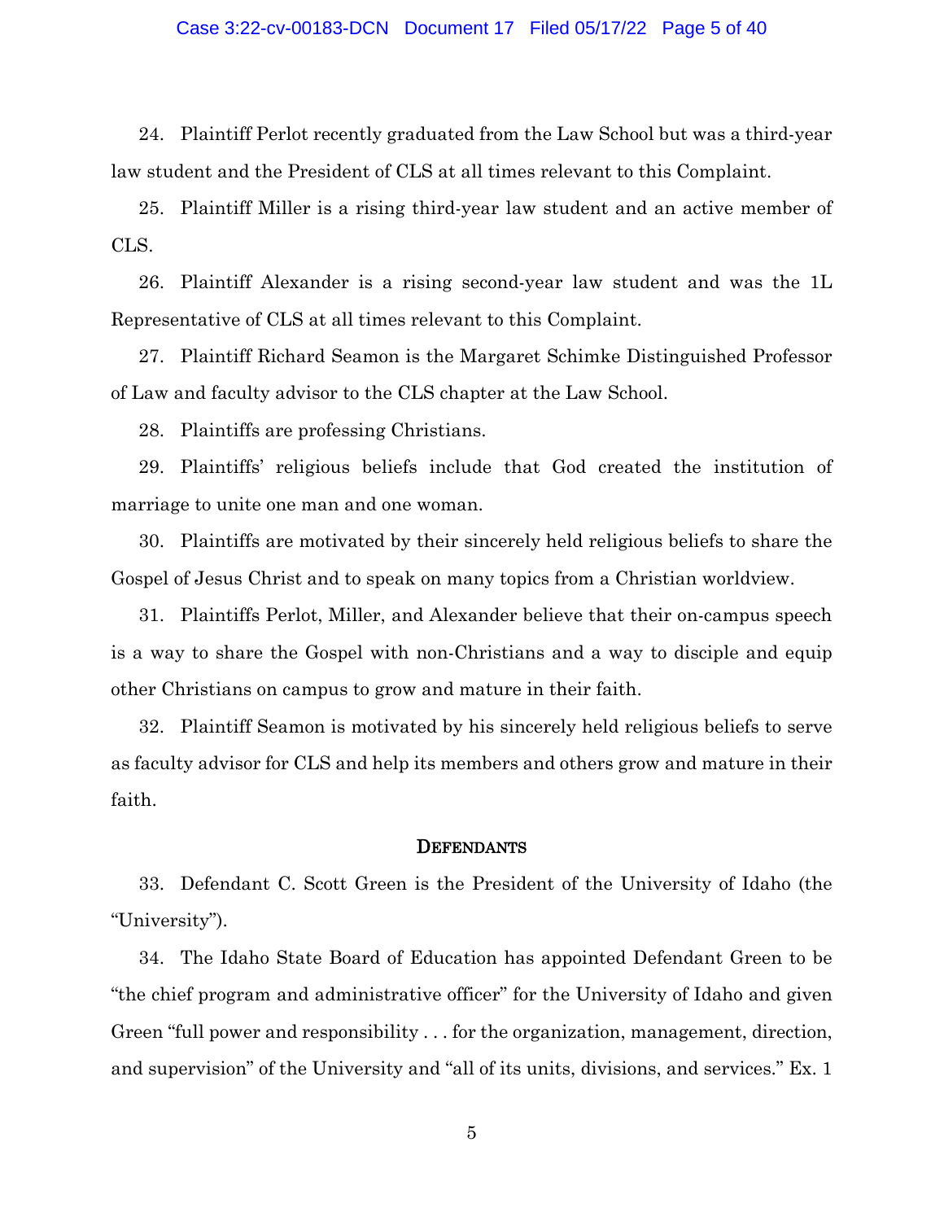24. Plaintiff Perlot recently graduated from the Law School but was a third-year law student and the President of CLS at all times relevant to this Complaint.

25. Plaintiff Miller is a rising third-year law student and an active member of CLS.

26. Plaintiff Alexander is a rising second-year law student and was the 1L Representative of CLS at all times relevant to this Complaint.

27. Plaintiff Richard Seamon is the Margaret Schimke Distinguished Professor of Law and faculty advisor to the CLS chapter at the Law School.

28. Plaintiffs are professing Christians.

29. Plaintiffs' religious beliefs include that God created the institution of marriage to unite one man and one woman.

30. Plaintiffs are motivated by their sincerely held religious beliefs to share the Gospel of Jesus Christ and to speak on many topics from a Christian worldview.

31. Plaintiffs Perlot, Miller, and Alexander believe that their on-campus speech is a way to share the Gospel with non-Christians and a way to disciple and equip other Christians on campus to grow and mature in their faith.

32. Plaintiff Seamon is motivated by his sincerely held religious beliefs to serve as faculty advisor for CLS and help its members and others grow and mature in their faith.

## Defendants

33. Defendant C. Scott Green is the President of the University of Idaho (the "University").

34. The Idaho State Board of Education has appointed Defendant Green to be "the chief program and administrative officer" for the University of Idaho and given Green "full power and responsibility . . . for the organization, management, direction, and supervision" of the University and "all of its units, divisions, and services." Ex. 1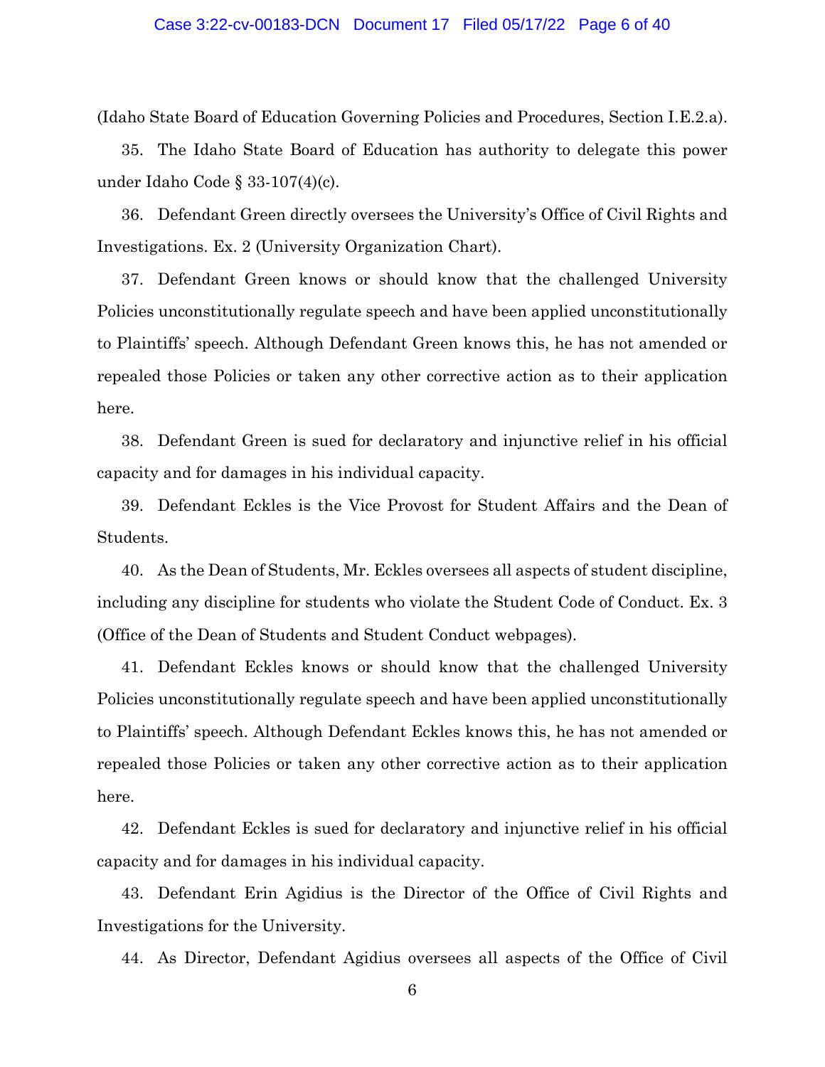(Idaho State Board of Education Governing Policies and Procedures, Section I.E.2.a).

35. The Idaho State Board of Education has authority to delegate this power under Idaho Code § 33-107(4)(c).

36. Defendant Green directly oversees the University's Office of Civil Rights and Investigations. Ex. 2 (University Organization Chart).

37. Defendant Green knows or should know that the challenged University Policies unconstitutionally regulate speech and have been applied unconstitutionally to Plaintiffs' speech. Although Defendant Green knows this, he has not amended or repealed those Policies or taken any other corrective action as to their application here.

38. Defendant Green is sued for declaratory and injunctive relief in his official capacity and for damages in his individual capacity.

39. Defendant Eckles is the Vice Provost for Student Affairs and the Dean of Students.

40. As the Dean of Students, Mr. Eckles oversees all aspects of student discipline, including any discipline for students who violate the Student Code of Conduct. Ex. 3 (Office of the Dean of Students and Student Conduct webpages).

41. Defendant Eckles knows or should know that the challenged University Policies unconstitutionally regulate speech and have been applied unconstitutionally to Plaintiffs' speech. Although Defendant Eckles knows this, he has not amended or repealed those Policies or taken any other corrective action as to their application here.

42. Defendant Eckles is sued for declaratory and injunctive relief in his official capacity and for damages in his individual capacity.

43. Defendant Erin Agidius is the Director of the Office of Civil Rights and Investigations for the University.

44. As Director, Defendant Agidius oversees all aspects of the Office of Civil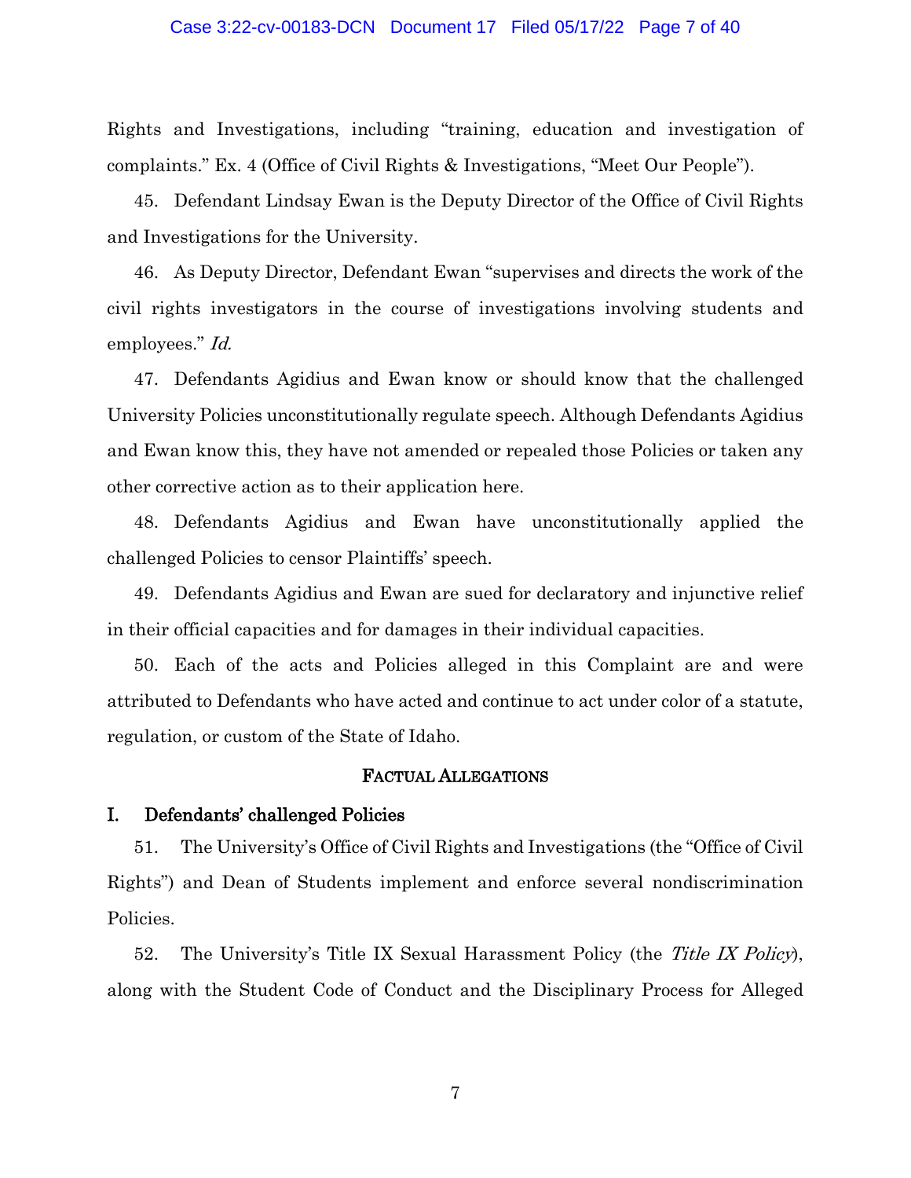Rights and Investigations, including "training, education and investigation of complaints." Ex. 4 (Office of Civil Rights & Investigations, "Meet Our People").

45. Defendant Lindsay Ewan is the Deputy Director of the Office of Civil Rights and Investigations for the University.

46. As Deputy Director, Defendant Ewan "supervises and directs the work of the civil rights investigators in the course of investigations involving students and employees." *Id.*

47. Defendants Agidius and Ewan know or should know that the challenged University Policies unconstitutionally regulate speech. Although Defendants Agidius and Ewan know this, they have not amended or repealed those Policies or taken any other corrective action as to their application here.

48. Defendants Agidius and Ewan have unconstitutionally applied the challenged Policies to censor Plaintiffs' speech.

49. Defendants Agidius and Ewan are sued for declaratory and injunctive relief in their official capacities and for damages in their individual capacities.

50. Each of the acts and Policies alleged in this Complaint are and were attributed to Defendants who have acted and continue to act under color of a statute, regulation, or custom of the State of Idaho.

## FACTUAL ALLEGATIONS

### I. Defendants' challenged Policies

51. The University's Office of Civil Rights and Investigations (the "Office of Civil Rights") and Dean of Students implement and enforce several nondiscrimination Policies.

52. The University's Title IX Sexual Harassment Policy (the *Title IX Policy*), along with the Student Code of Conduct and the Disciplinary Process for Alleged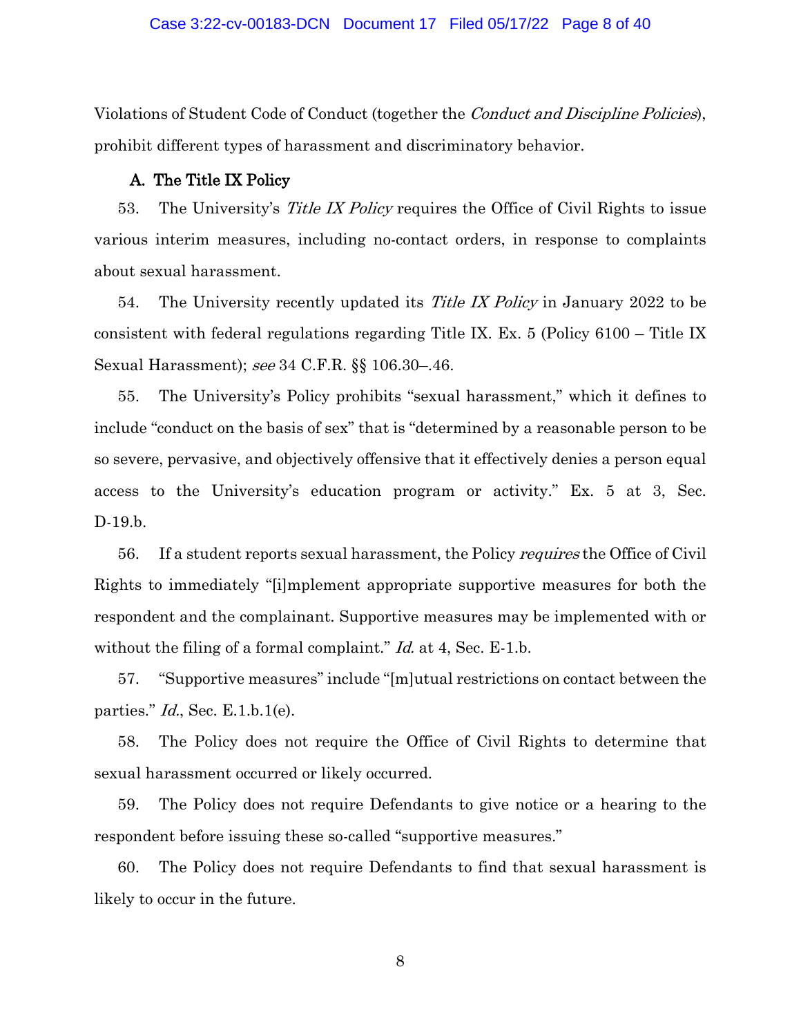Violations of Student Code of Conduct (together the *Conduct and Discipline Policies*), prohibit different types of harassment and discriminatory behavior.

### A. The Title IX Policy

53. The University's *Title IX Policy* requires the Office of Civil Rights to issue various interim measures, including no-contact orders, in response to complaints about sexual harassment.

54. The University recently updated its *Title IX Policy* in January 2022 to be consistent with federal regulations regarding Title IX. Ex. 5 (Policy 6100 – Title IX Sexual Harassment); *see* 34 C.F.R. §§ 106.30–.46.

55. The University's Policy prohibits "sexual harassment," which it defines to include "conduct on the basis of sex" that is "determined by a reasonable person to be so severe, pervasive, and objectively offensive that it effectively denies a person equal access to the University's education program or activity." Ex. 5 at 3, Sec. D-19.b.

56. If a student reports sexual harassment, the Policy *requires* the Office of Civil Rights to immediately "[i]mplement appropriate supportive measures for both the respondent and the complainant. Supportive measures may be implemented with or without the filing of a formal complaint." *Id.* at 4, Sec. E-1.b.

57. "Supportive measures" include "[m]utual restrictions on contact between the parties." *Id.*, Sec. E.1.b.1(e).

58. The Policy does not require the Office of Civil Rights to determine that sexual harassment occurred or likely occurred.

59. The Policy does not require Defendants to give notice or a hearing to the respondent before issuing these so-called "supportive measures."

60. The Policy does not require Defendants to find that sexual harassment is likely to occur in the future.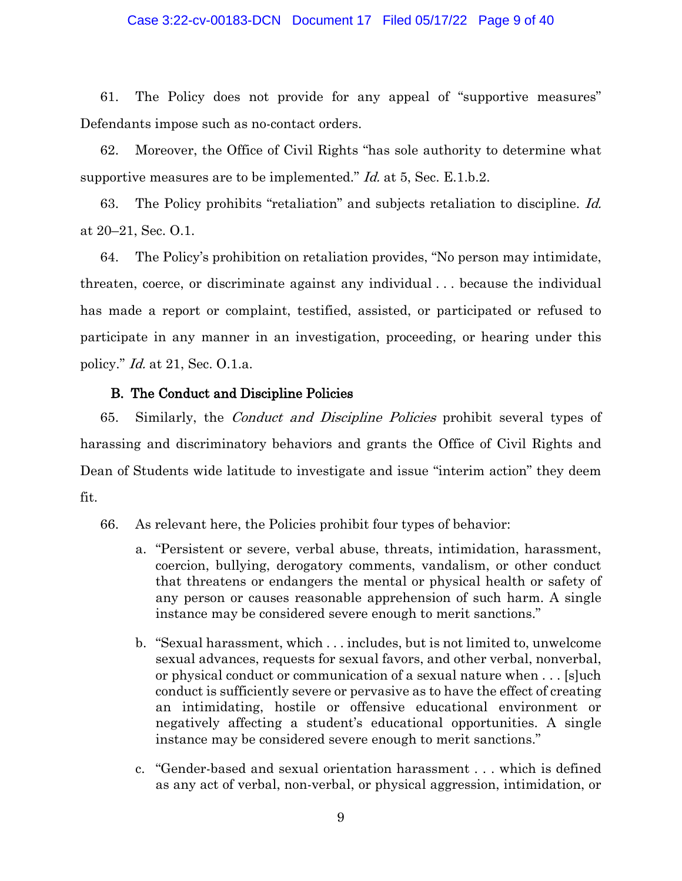61. The Policy does not provide for any appeal of "supportive measures" Defendants impose such as no-contact orders.

62. Moreover, the Office of Civil Rights "has sole authority to determine what supportive measures are to be implemented." *Id.* at 5, Sec. E.1.b.2.

63. The Policy prohibits "retaliation" and subjects retaliation to discipline. *Id.* at 20–21, Sec. O.1.

64. The Policy's prohibition on retaliation provides, "No person may intimidate, threaten, coerce, or discriminate against any individual . . . because the individual has made a report or complaint, testified, assisted, or participated or refused to participate in any manner in an investigation, proceeding, or hearing under this policy." *Id.* at 21, Sec. O.1.a.

### B. The Conduct and Discipline Policies

65. Similarly, the *Conduct and Discipline Policies* prohibit several types of harassing and discriminatory behaviors and grants the Office of Civil Rights and Dean of Students wide latitude to investigate and issue "interim action" they deem fit.

66. As relevant here, the Policies prohibit four types of behavior:

a. "Persistent or severe, verbal abuse, threats, intimidation, harassment, coercion, bullying, derogatory comments, vandalism, or other conduct that threatens or endangers the mental or physical health or safety of any person or causes reasonable apprehension of such harm. A single instance may be considered severe enough to merit sanctions."

b. "Sexual harassment, which . . . includes, but is not limited to, unwelcome sexual advances, requests for sexual favors, and other verbal, nonverbal, or physical conduct or communication of a sexual nature when . . . [s]uch conduct is sufficiently severe or pervasive as to have the effect of creating an intimidating, hostile or offensive educational environment or negatively affecting a student's educational opportunities. A single instance may be considered severe enough to merit sanctions."

c. "Gender-based and sexual orientation harassment . . . which is defined as any act of verbal, non-verbal, or physical aggression, intimidation, or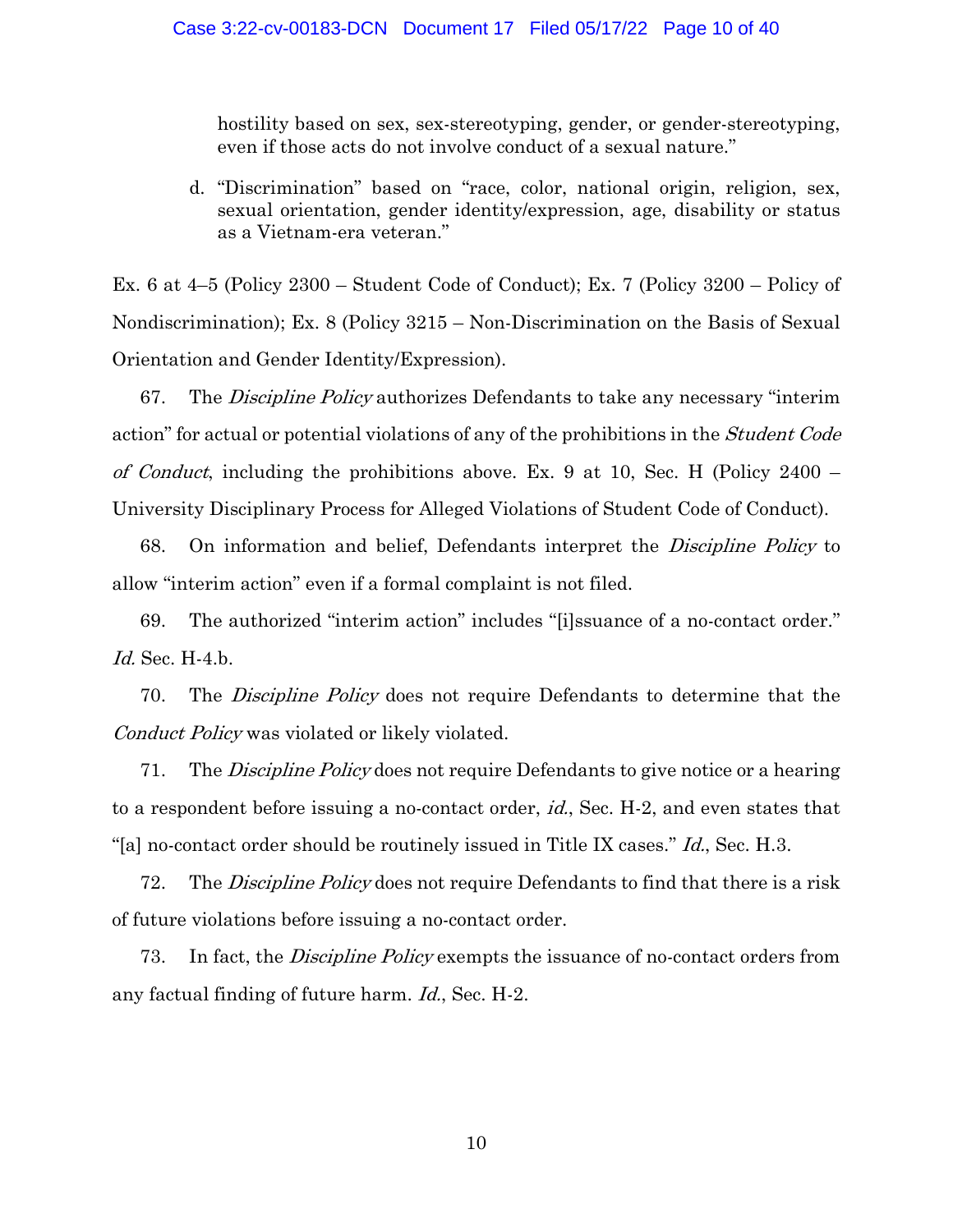hostility based on sex, sex-stereotyping, gender, or gender-stereotyping, even if those acts do not involve conduct of a sexual nature."

d. "Discrimination" based on "race, color, national origin, religion, sex, sexual orientation, gender identity/expression, age, disability or status as a Vietnam-era veteran."

Ex. 6 at 4–5 (Policy 2300 – Student Code of Conduct); Ex. 7 (Policy 3200 – Policy of Nondiscrimination); Ex. 8 (Policy 3215 – Non-Discrimination on the Basis of Sexual Orientation and Gender Identity/Expression).

67. The *Discipline Policy* authorizes Defendants to take any necessary "interim action" for actual or potential violations of any of the prohibitions in the *Student Code of Conduct*, including the prohibitions above. Ex. 9 at 10, Sec. H (Policy 2400 – University Disciplinary Process for Alleged Violations of Student Code of Conduct).

68. On information and belief, Defendants interpret the *Discipline Policy* to allow "interim action" even if a formal complaint is not filed.

69. The authorized "interim action" includes "[i]ssuance of a no-contact order." *Id.* Sec. H-4.b.

70. The *Discipline Policy* does not require Defendants to determine that the *Conduct Policy* was violated or likely violated.

71. The *Discipline Policy* does not require Defendants to give notice or a hearing to a respondent before issuing a no-contact order, *id.*, Sec. H-2, and even states that "[a] no-contact order should be routinely issued in Title IX cases." *Id.*, Sec. H.3.

72. The *Discipline Policy* does not require Defendants to find that there is a risk of future violations before issuing a no-contact order.

73. In fact, the *Discipline Policy* exempts the issuance of no-contact orders from any factual finding of future harm. *Id.*, Sec. H-2.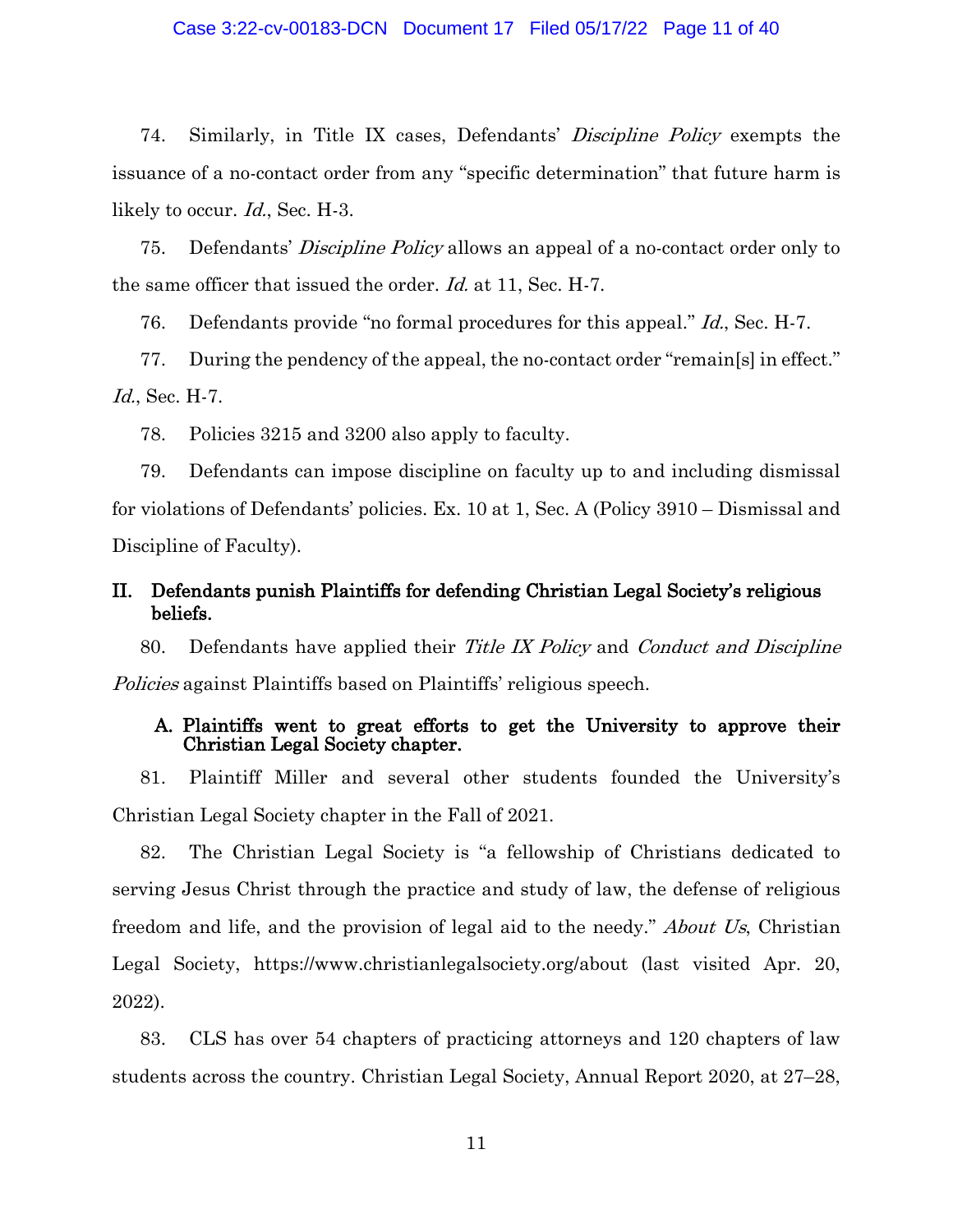74. Similarly, in Title IX cases, Defendants' *Discipline Policy* exempts the issuance of a no-contact order from any "specific determination" that future harm is likely to occur. *Id.*, Sec. H-3.

75. Defendants' *Discipline Policy* allows an appeal of a no-contact order only to the same officer that issued the order. *Id.* at 11, Sec. H-7.

76. Defendants provide "no formal procedures for this appeal." *Id.*, Sec. H-7.

77. During the pendency of the appeal, the no-contact order "remain[s] in effect." *Id.*, Sec. H-7.

78. Policies 3215 and 3200 also apply to faculty.

79. Defendants can impose discipline on faculty up to and including dismissal for violations of Defendants' policies. Ex. 10 at 1, Sec. A (Policy 3910 – Dismissal and Discipline of Faculty).

## II. Defendants punish Plaintiffs for defending Christian Legal Society's religious beliefs.

80. Defendants have applied their *Title IX Policy* and *Conduct and Discipline Policies* against Plaintiffs based on Plaintiffs' religious speech.

### A. Plaintiffs went to great efforts to get the University to approve their Christian Legal Society chapter.

81. Plaintiff Miller and several other students founded the University's Christian Legal Society chapter in the Fall of 2021.

82. The Christian Legal Society is "a fellowship of Christians dedicated to serving Jesus Christ through the practice and study of law, the defense of religious freedom and life, and the provision of legal aid to the needy." *About Us*, Christian Legal Society, https://www.christianlegalsociety.org/about (last visited Apr. 20, 2022).

83. CLS has over 54 chapters of practicing attorneys and 120 chapters of law students across the country. Christian Legal Society, Annual Report 2020, at 27–28,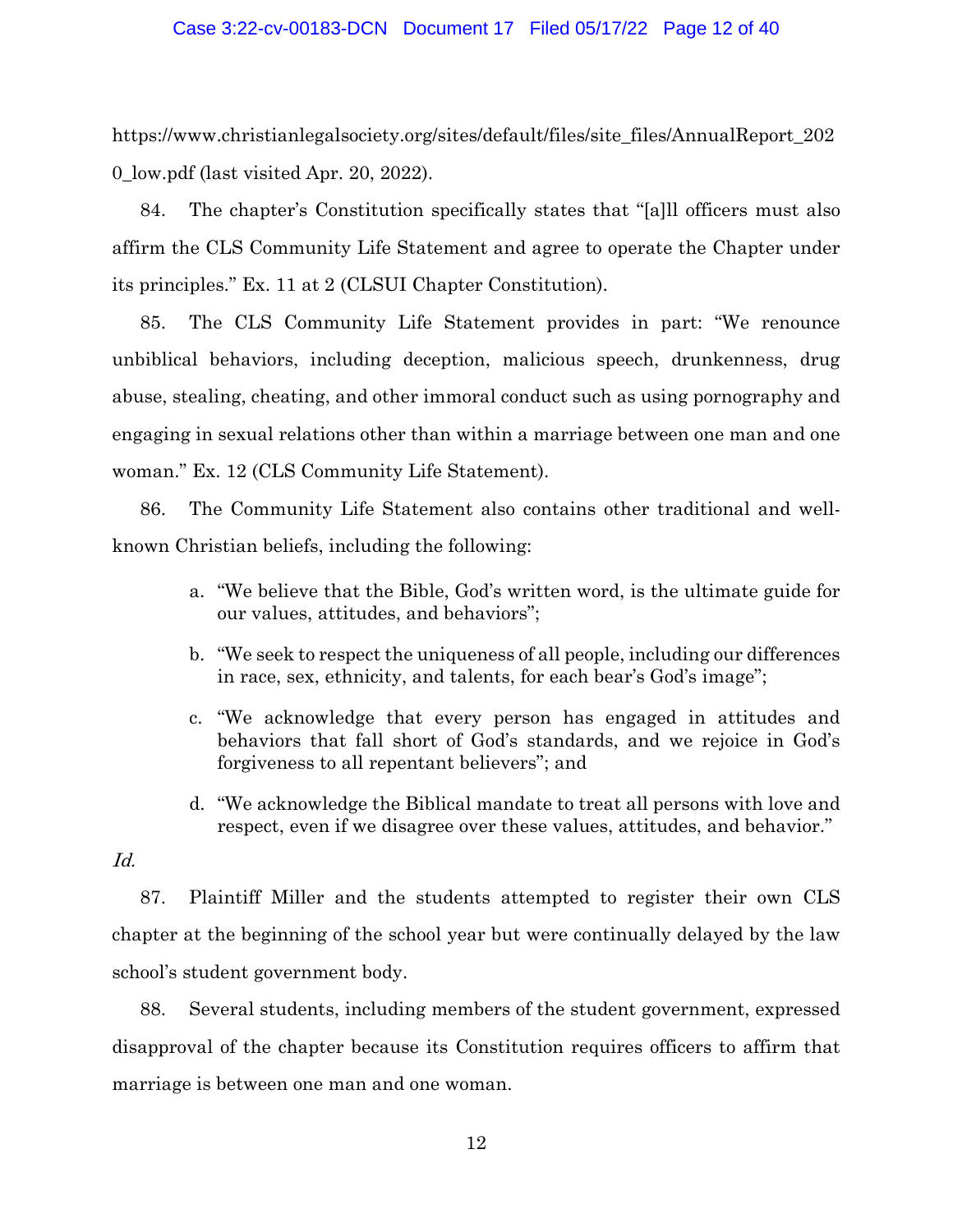https://www.christianlegalsociety.org/sites/default/files/site_files/AnnualReport_2020_low.pdf (last visited Apr. 20, 2022).

84. The chapter's Constitution specifically states that "[a]ll officers must also affirm the CLS Community Life Statement and agree to operate the Chapter under its principles." Ex. 11 at 2 (CLSUI Chapter Constitution).

85. The CLS Community Life Statement provides in part: "We renounce unbiblical behaviors, including deception, malicious speech, drunkenness, drug abuse, stealing, cheating, and other immoral conduct such as using pornography and engaging in sexual relations other than within a marriage between one man and one woman." Ex. 12 (CLS Community Life Statement).

86. The Community Life Statement also contains other traditional and well-known Christian beliefs, including the following:

a. "We believe that the Bible, God's written word, is the ultimate guide for our values, attitudes, and behaviors";

b. "We seek to respect the uniqueness of all people, including our differences in race, sex, ethnicity, and talents, for each bear's God's image";

c. "We acknowledge that every person has engaged in attitudes and behaviors that fall short of God's standards, and we rejoice in God's forgiveness to all repentant believers"; and

d. "We acknowledge the Biblical mandate to treat all persons with love and respect, even if we disagree over these values, attitudes, and behavior."

*Id.*

87. Plaintiff Miller and the students attempted to register their own CLS chapter at the beginning of the school year but were continually delayed by the law school's student government body.

88. Several students, including members of the student government, expressed disapproval of the chapter because its Constitution requires officers to affirm that marriage is between one man and one woman.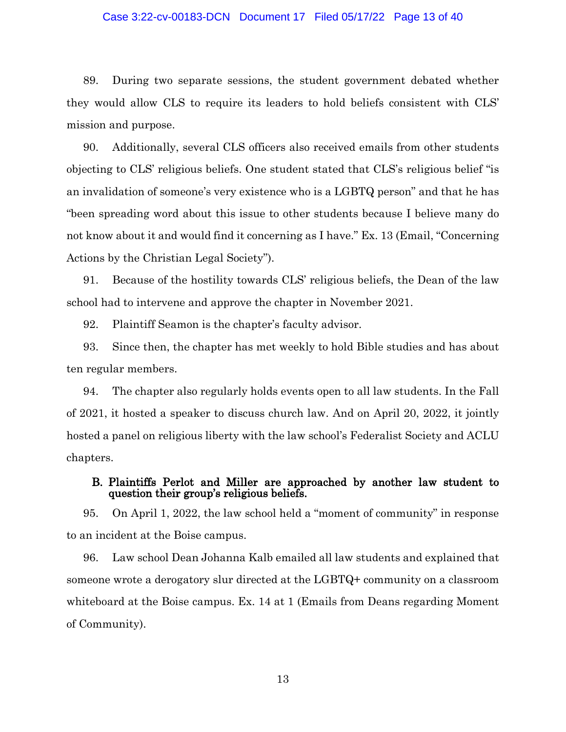89. During two separate sessions, the student government debated whether they would allow CLS to require its leaders to hold beliefs consistent with CLS' mission and purpose.

90. Additionally, several CLS officers also received emails from other students objecting to CLS' religious beliefs. One student stated that CLS's religious belief "is an invalidation of someone's very existence who is a LGBTQ person" and that he has "been spreading word about this issue to other students because I believe many do not know about it and would find it concerning as I have." Ex. 13 (Email, "Concerning Actions by the Christian Legal Society").

91. Because of the hostility towards CLS' religious beliefs, the Dean of the law school had to intervene and approve the chapter in November 2021.

92. Plaintiff Seamon is the chapter's faculty advisor.

93. Since then, the chapter has met weekly to hold Bible studies and has about ten regular members.

94. The chapter also regularly holds events open to all law students. In the Fall of 2021, it hosted a speaker to discuss church law. And on April 20, 2022, it jointly hosted a panel on religious liberty with the law school's Federalist Society and ACLU chapters.

### B. Plaintiffs Perlot and Miller are approached by another law student to question their group's religious beliefs.

95. On April 1, 2022, the law school held a "moment of community" in response to an incident at the Boise campus.

96. Law school Dean Johanna Kalb emailed all law students and explained that someone wrote a derogatory slur directed at the LGBTQ+ community on a classroom whiteboard at the Boise campus. Ex. 14 at 1 (Emails from Deans regarding Moment of Community).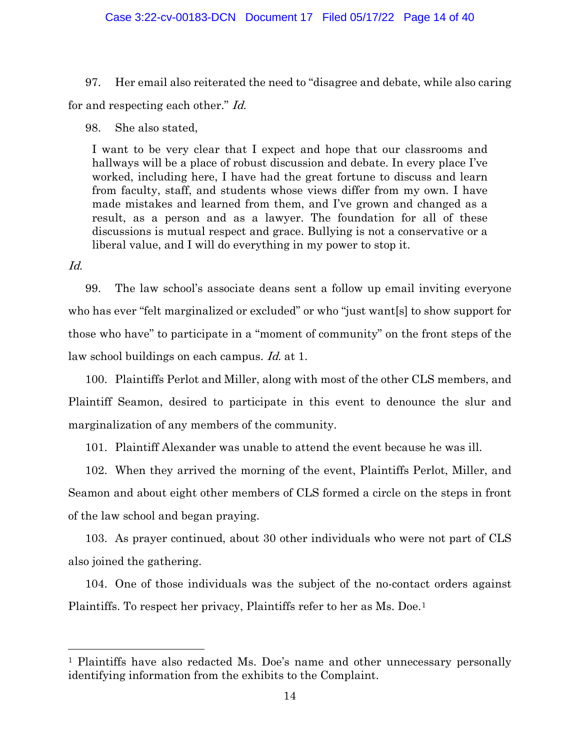97. Her email also reiterated the need to "disagree and debate, while also caring for and respecting each other." *Id.*

98. She also stated,

> I want to be very clear that I expect and hope that our classrooms and hallways will be a place of robust discussion and debate. In every place I've worked, including here, I have had the great fortune to discuss and learn from faculty, staff, and students whose views differ from my own. I have made mistakes and learned from them, and I've grown and changed as a result, as a person and as a lawyer. The foundation for all of these discussions is mutual respect and grace. Bullying is not a conservative or a liberal value, and I will do everything in my power to stop it.

*Id.*

99. The law school's associate deans sent a follow up email inviting everyone who has ever "felt marginalized or excluded" or who "just want[s] to show support for those who have" to participate in a "moment of community" on the front steps of the law school buildings on each campus. *Id.* at 1.

100. Plaintiffs Perlot and Miller, along with most of the other CLS members, and Plaintiff Seamon, desired to participate in this event to denounce the slur and marginalization of any members of the community.

101. Plaintiff Alexander was unable to attend the event because he was ill.

102. When they arrived the morning of the event, Plaintiffs Perlot, Miller, and Seamon and about eight other members of CLS formed a circle on the steps in front of the law school and began praying.

103. As prayer continued, about 30 other individuals who were not part of CLS also joined the gathering.

104. One of those individuals was the subject of the no-contact orders against Plaintiffs. To respect her privacy, Plaintiffs refer to her as Ms. Doe.[1]

---

[1] Plaintiffs have also redacted Ms. Doe's name and other unnecessary personally identifying information from the exhibits to the Complaint.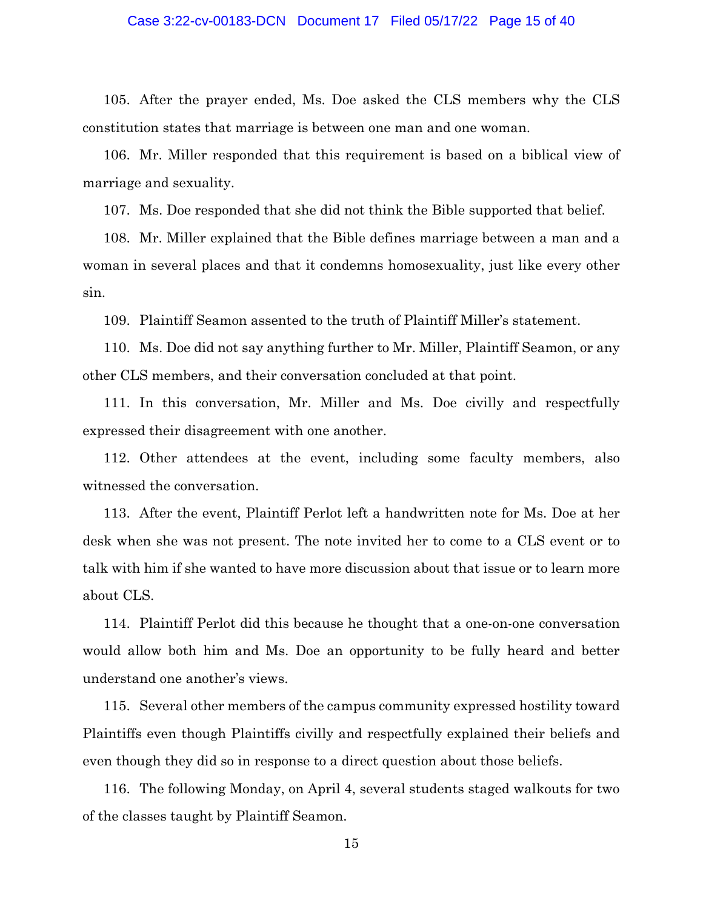105. After the prayer ended, Ms. Doe asked the CLS members why the CLS constitution states that marriage is between one man and one woman.

106. Mr. Miller responded that this requirement is based on a biblical view of marriage and sexuality.

107. Ms. Doe responded that she did not think the Bible supported that belief.

108. Mr. Miller explained that the Bible defines marriage between a man and a woman in several places and that it condemns homosexuality, just like every other sin.

109. Plaintiff Seamon assented to the truth of Plaintiff Miller's statement.

110. Ms. Doe did not say anything further to Mr. Miller, Plaintiff Seamon, or any other CLS members, and their conversation concluded at that point.

111. In this conversation, Mr. Miller and Ms. Doe civilly and respectfully expressed their disagreement with one another.

112. Other attendees at the event, including some faculty members, also witnessed the conversation.

113. After the event, Plaintiff Perlot left a handwritten note for Ms. Doe at her desk when she was not present. The note invited her to come to a CLS event or to talk with him if she wanted to have more discussion about that issue or to learn more about CLS.

114. Plaintiff Perlot did this because he thought that a one-on-one conversation would allow both him and Ms. Doe an opportunity to be fully heard and better understand one another's views.

115. Several other members of the campus community expressed hostility toward Plaintiffs even though Plaintiffs civilly and respectfully explained their beliefs and even though they did so in response to a direct question about those beliefs.

116. The following Monday, on April 4, several students staged walkouts for two of the classes taught by Plaintiff Seamon.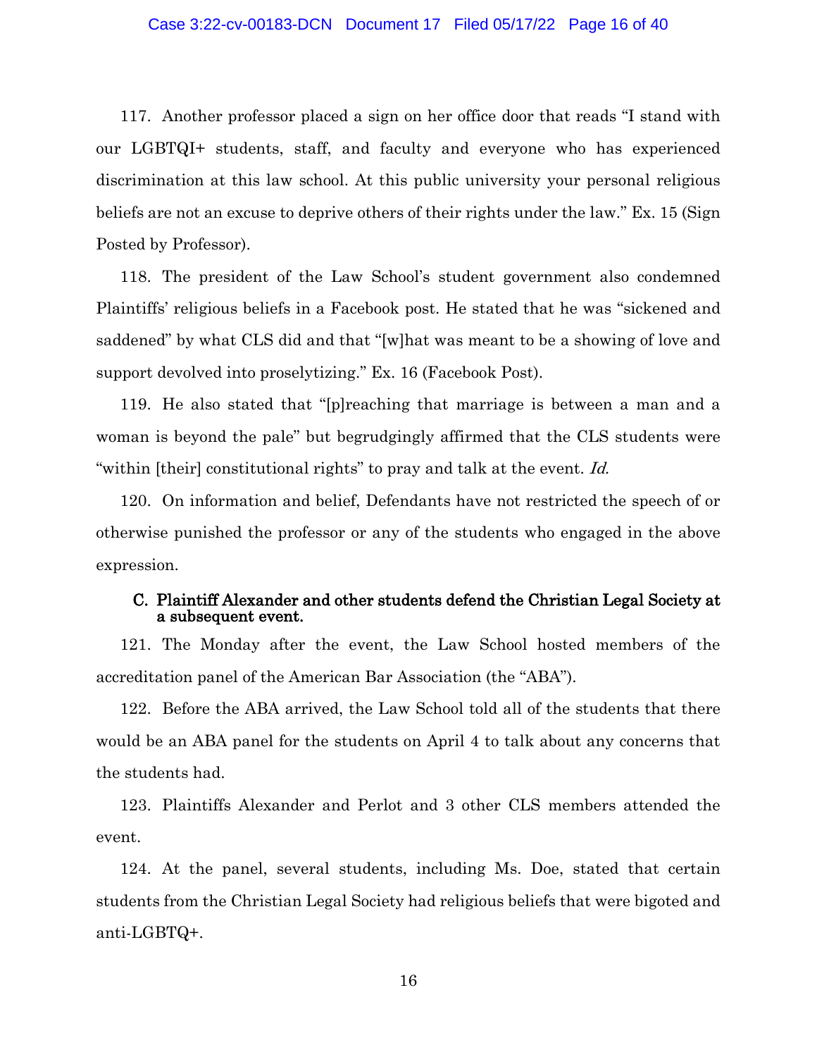117. Another professor placed a sign on her office door that reads "I stand with our LGBTQI+ students, staff, and faculty and everyone who has experienced discrimination at this law school. At this public university your personal religious beliefs are not an excuse to deprive others of their rights under the law." Ex. 15 (Sign Posted by Professor).

118. The president of the Law School's student government also condemned Plaintiffs' religious beliefs in a Facebook post. He stated that he was "sickened and saddened" by what CLS did and that "[w]hat was meant to be a showing of love and support devolved into proselytizing." Ex. 16 (Facebook Post).

119. He also stated that "[p]reaching that marriage is between a man and a woman is beyond the pale" but begrudgingly affirmed that the CLS students were "within [their] constitutional rights" to pray and talk at the event. *Id.*

120. On information and belief, Defendants have not restricted the speech of or otherwise punished the professor or any of the students who engaged in the above expression.

### C. Plaintiff Alexander and other students defend the Christian Legal Society at a subsequent event.

121. The Monday after the event, the Law School hosted members of the accreditation panel of the American Bar Association (the "ABA").

122. Before the ABA arrived, the Law School told all of the students that there would be an ABA panel for the students on April 4 to talk about any concerns that the students had.

123. Plaintiffs Alexander and Perlot and 3 other CLS members attended the event.

124. At the panel, several students, including Ms. Doe, stated that certain students from the Christian Legal Society had religious beliefs that were bigoted and anti-LGBTQ+.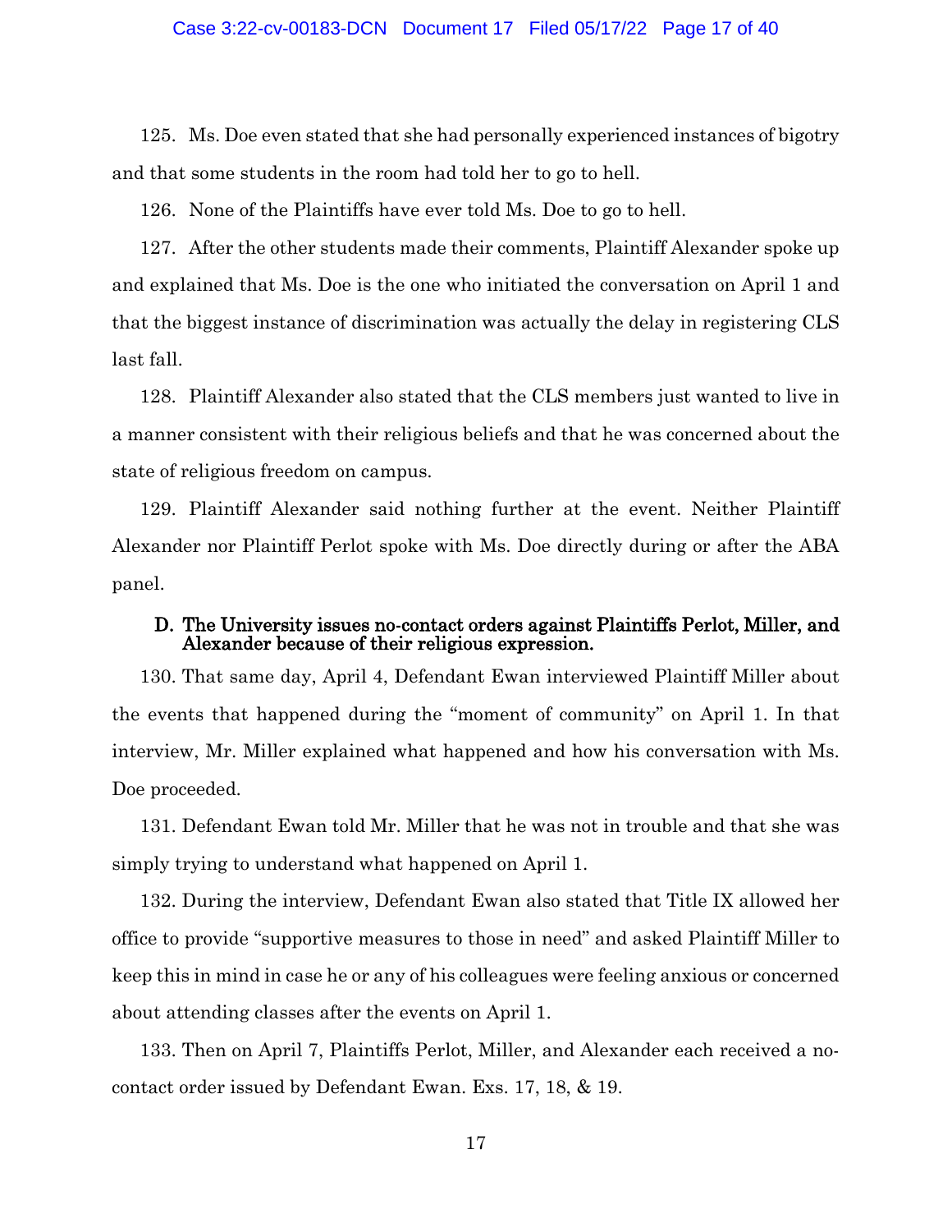125. Ms. Doe even stated that she had personally experienced instances of bigotry and that some students in the room had told her to go to hell.

126. None of the Plaintiffs have ever told Ms. Doe to go to hell.

127. After the other students made their comments, Plaintiff Alexander spoke up and explained that Ms. Doe is the one who initiated the conversation on April 1 and that the biggest instance of discrimination was actually the delay in registering CLS last fall.

128. Plaintiff Alexander also stated that the CLS members just wanted to live in a manner consistent with their religious beliefs and that he was concerned about the state of religious freedom on campus.

129. Plaintiff Alexander said nothing further at the event. Neither Plaintiff Alexander nor Plaintiff Perlot spoke with Ms. Doe directly during or after the ABA panel.

### D. The University issues no-contact orders against Plaintiffs Perlot, Miller, and Alexander because of their religious expression.

130. That same day, April 4, Defendant Ewan interviewed Plaintiff Miller about the events that happened during the "moment of community" on April 1. In that interview, Mr. Miller explained what happened and how his conversation with Ms. Doe proceeded.

131. Defendant Ewan told Mr. Miller that he was not in trouble and that she was simply trying to understand what happened on April 1.

132. During the interview, Defendant Ewan also stated that Title IX allowed her office to provide "supportive measures to those in need" and asked Plaintiff Miller to keep this in mind in case he or any of his colleagues were feeling anxious or concerned about attending classes after the events on April 1.

133. Then on April 7, Plaintiffs Perlot, Miller, and Alexander each received a no-contact order issued by Defendant Ewan. Exs. 17, 18, & 19.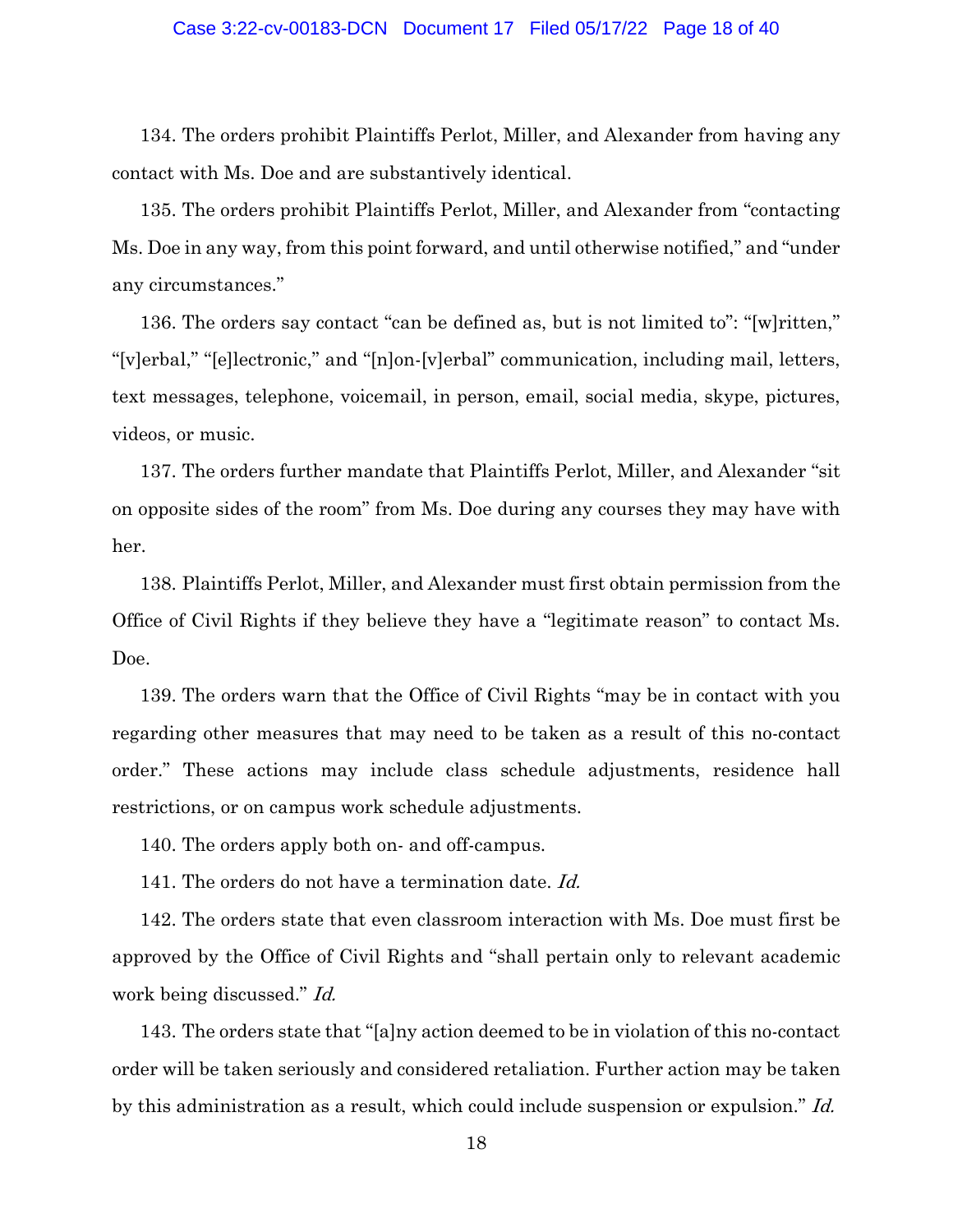134. The orders prohibit Plaintiffs Perlot, Miller, and Alexander from having any contact with Ms. Doe and are substantively identical.

135. The orders prohibit Plaintiffs Perlot, Miller, and Alexander from "contacting Ms. Doe in any way, from this point forward, and until otherwise notified," and "under any circumstances."

136. The orders say contact "can be defined as, but is not limited to": "[w]ritten," "[v]erbal," "[e]lectronic," and "[n]on-[v]erbal" communication, including mail, letters, text messages, telephone, voicemail, in person, email, social media, skype, pictures, videos, or music.

137. The orders further mandate that Plaintiffs Perlot, Miller, and Alexander "sit on opposite sides of the room" from Ms. Doe during any courses they may have with her.

138. Plaintiffs Perlot, Miller, and Alexander must first obtain permission from the Office of Civil Rights if they believe they have a "legitimate reason" to contact Ms. Doe.

139. The orders warn that the Office of Civil Rights "may be in contact with you regarding other measures that may need to be taken as a result of this no-contact order." These actions may include class schedule adjustments, residence hall restrictions, or on campus work schedule adjustments.

140. The orders apply both on- and off-campus.

141. The orders do not have a termination date. *Id.*

142. The orders state that even classroom interaction with Ms. Doe must first be approved by the Office of Civil Rights and "shall pertain only to relevant academic work being discussed." *Id.*

143. The orders state that "[a]ny action deemed to be in violation of this no-contact order will be taken seriously and considered retaliation. Further action may be taken by this administration as a result, which could include suspension or expulsion." *Id.*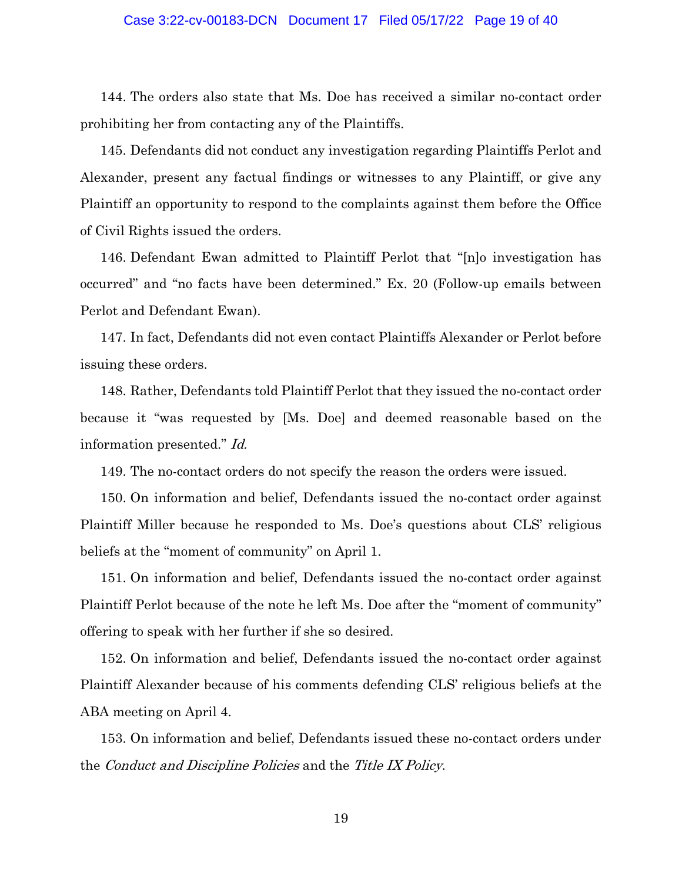144. The orders also state that Ms. Doe has received a similar no-contact order prohibiting her from contacting any of the Plaintiffs.

145. Defendants did not conduct any investigation regarding Plaintiffs Perlot and Alexander, present any factual findings or witnesses to any Plaintiff, or give any Plaintiff an opportunity to respond to the complaints against them before the Office of Civil Rights issued the orders.

146. Defendant Ewan admitted to Plaintiff Perlot that "[n]o investigation has occurred" and "no facts have been determined." Ex. 20 (Follow-up emails between Perlot and Defendant Ewan).

147. In fact, Defendants did not even contact Plaintiffs Alexander or Perlot before issuing these orders.

148. Rather, Defendants told Plaintiff Perlot that they issued the no-contact order because it "was requested by [Ms. Doe] and deemed reasonable based on the information presented." *Id.*

149. The no-contact orders do not specify the reason the orders were issued.

150. On information and belief, Defendants issued the no-contact order against Plaintiff Miller because he responded to Ms. Doe's questions about CLS' religious beliefs at the "moment of community" on April 1.

151. On information and belief, Defendants issued the no-contact order against Plaintiff Perlot because of the note he left Ms. Doe after the "moment of community" offering to speak with her further if she so desired.

152. On information and belief, Defendants issued the no-contact order against Plaintiff Alexander because of his comments defending CLS' religious beliefs at the ABA meeting on April 4.

153. On information and belief, Defendants issued these no-contact orders under the *Conduct and Discipline Policies* and the *Title IX Policy*.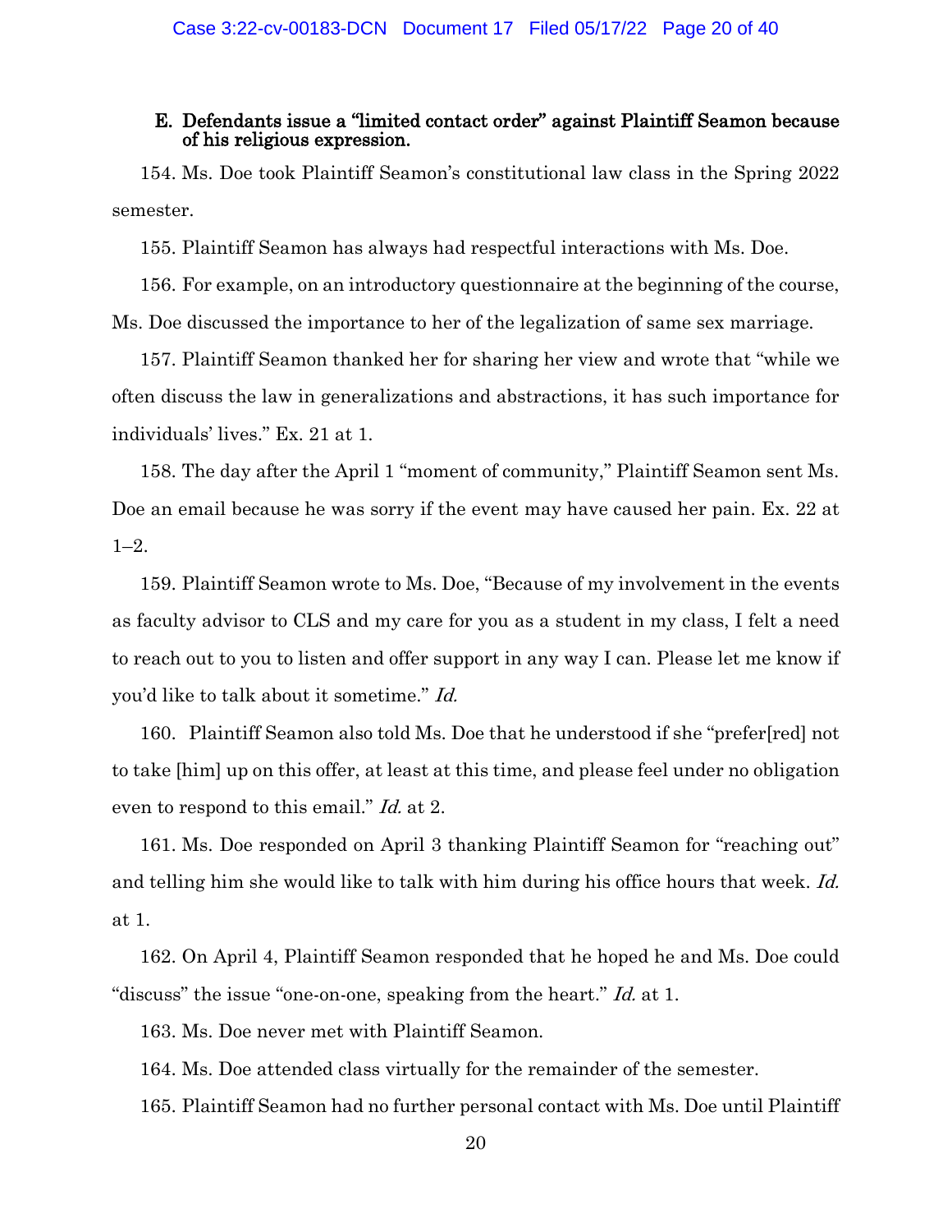### E. Defendants issue a "limited contact order" against Plaintiff Seamon because of his religious expression.

154. Ms. Doe took Plaintiff Seamon's constitutional law class in the Spring 2022 semester.

155. Plaintiff Seamon has always had respectful interactions with Ms. Doe.

156. For example, on an introductory questionnaire at the beginning of the course, Ms. Doe discussed the importance to her of the legalization of same sex marriage.

157. Plaintiff Seamon thanked her for sharing her view and wrote that "while we often discuss the law in generalizations and abstractions, it has such importance for individuals' lives." Ex. 21 at 1.

158. The day after the April 1 "moment of community," Plaintiff Seamon sent Ms. Doe an email because he was sorry if the event may have caused her pain. Ex. 22 at 1–2.

159. Plaintiff Seamon wrote to Ms. Doe, "Because of my involvement in the events as faculty advisor to CLS and my care for you as a student in my class, I felt a need to reach out to you to listen and offer support in any way I can. Please let me know if you'd like to talk about it sometime." *Id.*

160. Plaintiff Seamon also told Ms. Doe that he understood if she "prefer[red] not to take [him] up on this offer, at least at this time, and please feel under no obligation even to respond to this email." *Id.* at 2.

161. Ms. Doe responded on April 3 thanking Plaintiff Seamon for "reaching out" and telling him she would like to talk with him during his office hours that week. *Id.* at 1.

162. On April 4, Plaintiff Seamon responded that he hoped he and Ms. Doe could "discuss" the issue "one-on-one, speaking from the heart." *Id.* at 1.

163. Ms. Doe never met with Plaintiff Seamon.

164. Ms. Doe attended class virtually for the remainder of the semester.

165. Plaintiff Seamon had no further personal contact with Ms. Doe until Plaintiff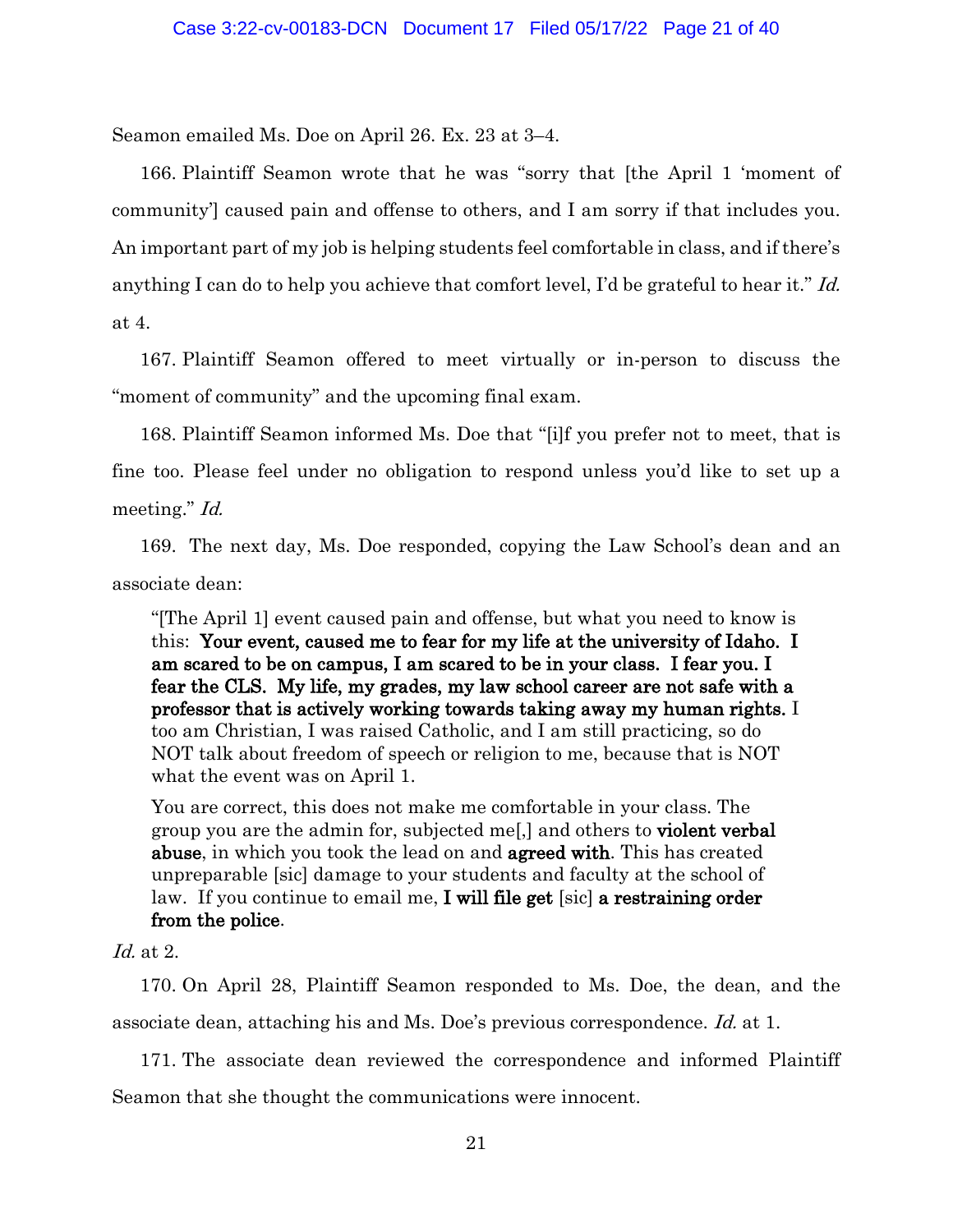Seamon emailed Ms. Doe on April 26. Ex. 23 at 3–4.

166. Plaintiff Seamon wrote that he was "sorry that [the April 1 'moment of community'] caused pain and offense to others, and I am sorry if that includes you. An important part of my job is helping students feel comfortable in class, and if there's anything I can do to help you achieve that comfort level, I'd be grateful to hear it." *Id.* at 4.

167. Plaintiff Seamon offered to meet virtually or in-person to discuss the "moment of community" and the upcoming final exam.

168. Plaintiff Seamon informed Ms. Doe that "[i]f you prefer not to meet, that is fine too. Please feel under no obligation to respond unless you'd like to set up a meeting." *Id.*

169. The next day, Ms. Doe responded, copying the Law School's dean and an associate dean:

> "[The April 1] event caused pain and offense, but what you need to know is this: **Your event, caused me to fear for my life at the university of Idaho. I am scared to be on campus, I am scared to be in your class. I fear you. I fear the CLS. My life, my grades, my law school career are not safe with a professor that is actively working towards taking away my human rights.** I too am Christian, I was raised Catholic, and I am still practicing, so do NOT talk about freedom of speech or religion to me, because that is NOT what the event was on April 1.
>
> You are correct, this does not make me comfortable in your class. The group you are the admin for, subjected me[,] and others to **violent verbal abuse**, in which you took the lead on and **agreed with**. This has created unpreparable [sic] damage to your students and faculty at the school of law. If you continue to email me, **I will file get** [sic] **a restraining order from the police**.

*Id.* at 2.

170. On April 28, Plaintiff Seamon responded to Ms. Doe, the dean, and the associate dean, attaching his and Ms. Doe's previous correspondence. *Id.* at 1.

171. The associate dean reviewed the correspondence and informed Plaintiff Seamon that she thought the communications were innocent.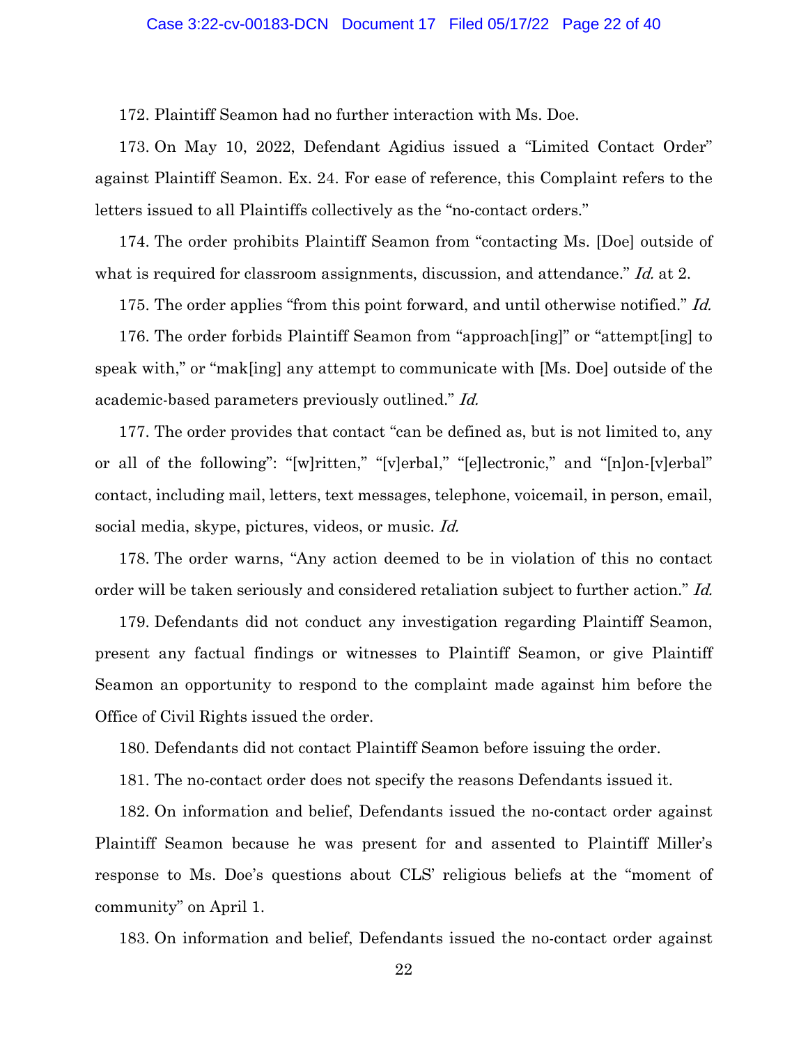172. Plaintiff Seamon had no further interaction with Ms. Doe.

173. On May 10, 2022, Defendant Agidius issued a "Limited Contact Order" against Plaintiff Seamon. Ex. 24. For ease of reference, this Complaint refers to the letters issued to all Plaintiffs collectively as the "no-contact orders."

174. The order prohibits Plaintiff Seamon from "contacting Ms. [Doe] outside of what is required for classroom assignments, discussion, and attendance." *Id.* at 2.

175. The order applies "from this point forward, and until otherwise notified." *Id.*

176. The order forbids Plaintiff Seamon from "approach[ing]" or "attempt[ing] to speak with," or "mak[ing] any attempt to communicate with [Ms. Doe] outside of the academic-based parameters previously outlined." *Id.*

177. The order provides that contact "can be defined as, but is not limited to, any or all of the following": "[w]ritten," "[v]erbal," "[e]lectronic," and "[n]on-[v]erbal" contact, including mail, letters, text messages, telephone, voicemail, in person, email, social media, skype, pictures, videos, or music. *Id.*

178. The order warns, "Any action deemed to be in violation of this no contact order will be taken seriously and considered retaliation subject to further action." *Id.*

179. Defendants did not conduct any investigation regarding Plaintiff Seamon, present any factual findings or witnesses to Plaintiff Seamon, or give Plaintiff Seamon an opportunity to respond to the complaint made against him before the Office of Civil Rights issued the order.

180. Defendants did not contact Plaintiff Seamon before issuing the order.

181. The no-contact order does not specify the reasons Defendants issued it.

182. On information and belief, Defendants issued the no-contact order against Plaintiff Seamon because he was present for and assented to Plaintiff Miller's response to Ms. Doe's questions about CLS' religious beliefs at the "moment of community" on April 1.

183. On information and belief, Defendants issued the no-contact order against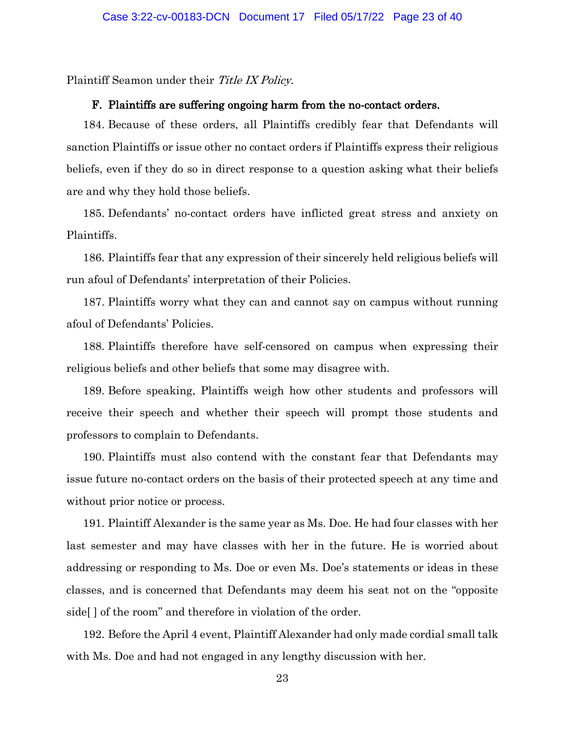Plaintiff Seamon under their *Title IX Policy*.

### F. Plaintiffs are suffering ongoing harm from the no-contact orders.

184. Because of these orders, all Plaintiffs credibly fear that Defendants will sanction Plaintiffs or issue other no contact orders if Plaintiffs express their religious beliefs, even if they do so in direct response to a question asking what their beliefs are and why they hold those beliefs.

185. Defendants' no-contact orders have inflicted great stress and anxiety on Plaintiffs.

186. Plaintiffs fear that any expression of their sincerely held religious beliefs will run afoul of Defendants' interpretation of their Policies.

187. Plaintiffs worry what they can and cannot say on campus without running afoul of Defendants' Policies.

188. Plaintiffs therefore have self-censored on campus when expressing their religious beliefs and other beliefs that some may disagree with.

189. Before speaking, Plaintiffs weigh how other students and professors will receive their speech and whether their speech will prompt those students and professors to complain to Defendants.

190. Plaintiffs must also contend with the constant fear that Defendants may issue future no-contact orders on the basis of their protected speech at any time and without prior notice or process.

191. Plaintiff Alexander is the same year as Ms. Doe. He had four classes with her last semester and may have classes with her in the future. He is worried about addressing or responding to Ms. Doe or even Ms. Doe's statements or ideas in these classes, and is concerned that Defendants may deem his seat not on the "opposite side[ ] of the room" and therefore in violation of the order.

192. Before the April 4 event, Plaintiff Alexander had only made cordial small talk with Ms. Doe and had not engaged in any lengthy discussion with her.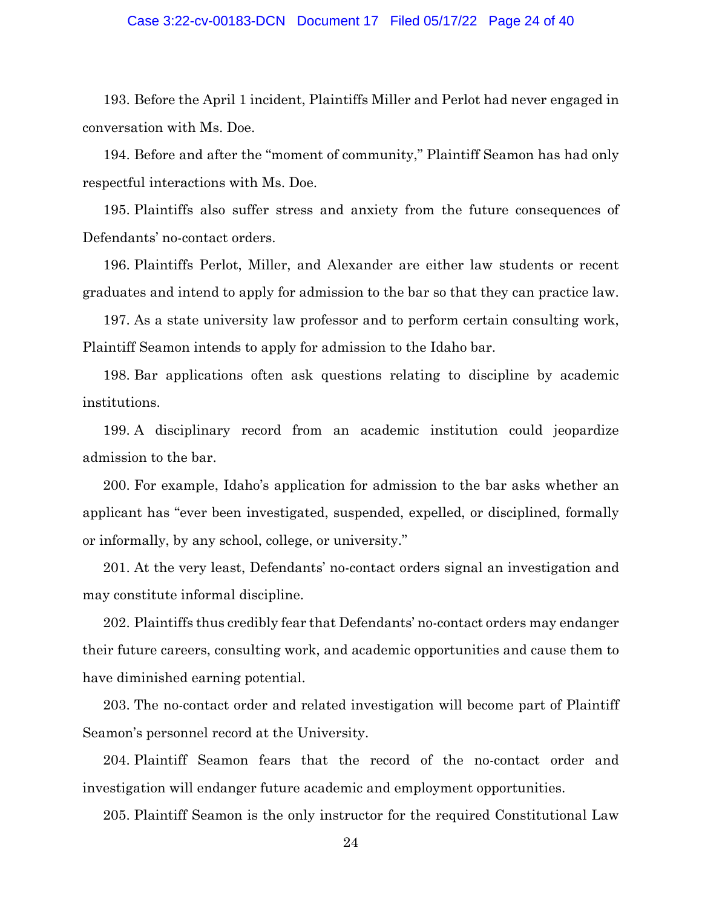193. Before the April 1 incident, Plaintiffs Miller and Perlot had never engaged in conversation with Ms. Doe.

194. Before and after the "moment of community," Plaintiff Seamon has had only respectful interactions with Ms. Doe.

195. Plaintiffs also suffer stress and anxiety from the future consequences of Defendants' no-contact orders.

196. Plaintiffs Perlot, Miller, and Alexander are either law students or recent graduates and intend to apply for admission to the bar so that they can practice law.

197. As a state university law professor and to perform certain consulting work, Plaintiff Seamon intends to apply for admission to the Idaho bar.

198. Bar applications often ask questions relating to discipline by academic institutions.

199. A disciplinary record from an academic institution could jeopardize admission to the bar.

200. For example, Idaho's application for admission to the bar asks whether an applicant has "ever been investigated, suspended, expelled, or disciplined, formally or informally, by any school, college, or university."

201. At the very least, Defendants' no-contact orders signal an investigation and may constitute informal discipline.

202. Plaintiffs thus credibly fear that Defendants' no-contact orders may endanger their future careers, consulting work, and academic opportunities and cause them to have diminished earning potential.

203. The no-contact order and related investigation will become part of Plaintiff Seamon's personnel record at the University.

204. Plaintiff Seamon fears that the record of the no-contact order and investigation will endanger future academic and employment opportunities.

205. Plaintiff Seamon is the only instructor for the required Constitutional Law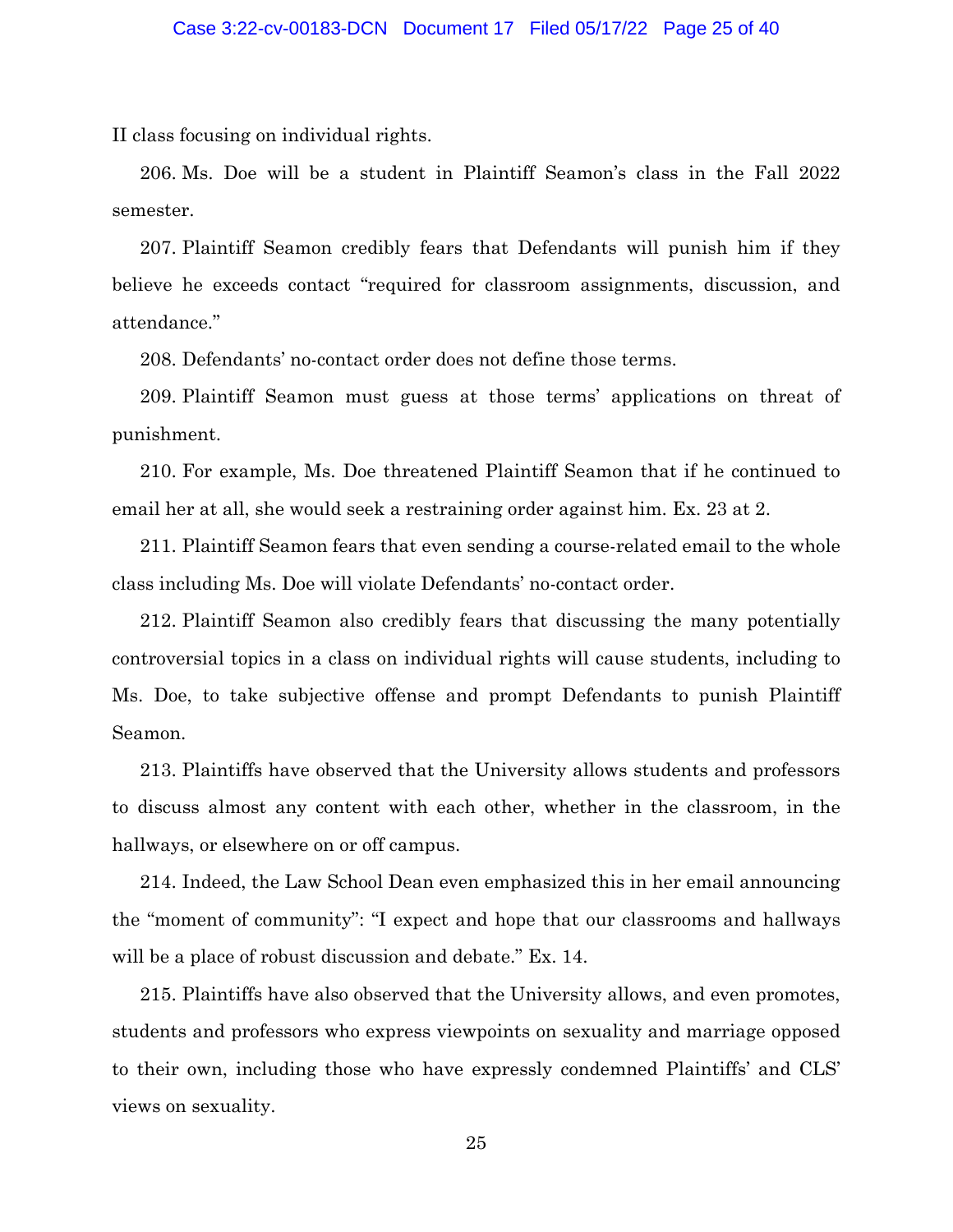II class focusing on individual rights.

206. Ms. Doe will be a student in Plaintiff Seamon's class in the Fall 2022 semester.

207. Plaintiff Seamon credibly fears that Defendants will punish him if they believe he exceeds contact "required for classroom assignments, discussion, and attendance."

208. Defendants' no-contact order does not define those terms.

209. Plaintiff Seamon must guess at those terms' applications on threat of punishment.

210. For example, Ms. Doe threatened Plaintiff Seamon that if he continued to email her at all, she would seek a restraining order against him. Ex. 23 at 2.

211. Plaintiff Seamon fears that even sending a course-related email to the whole class including Ms. Doe will violate Defendants' no-contact order.

212. Plaintiff Seamon also credibly fears that discussing the many potentially controversial topics in a class on individual rights will cause students, including to Ms. Doe, to take subjective offense and prompt Defendants to punish Plaintiff Seamon.

213. Plaintiffs have observed that the University allows students and professors to discuss almost any content with each other, whether in the classroom, in the hallways, or elsewhere on or off campus.

214. Indeed, the Law School Dean even emphasized this in her email announcing the "moment of community": "I expect and hope that our classrooms and hallways will be a place of robust discussion and debate." Ex. 14.

215. Plaintiffs have also observed that the University allows, and even promotes, students and professors who express viewpoints on sexuality and marriage opposed to their own, including those who have expressly condemned Plaintiffs' and CLS' views on sexuality.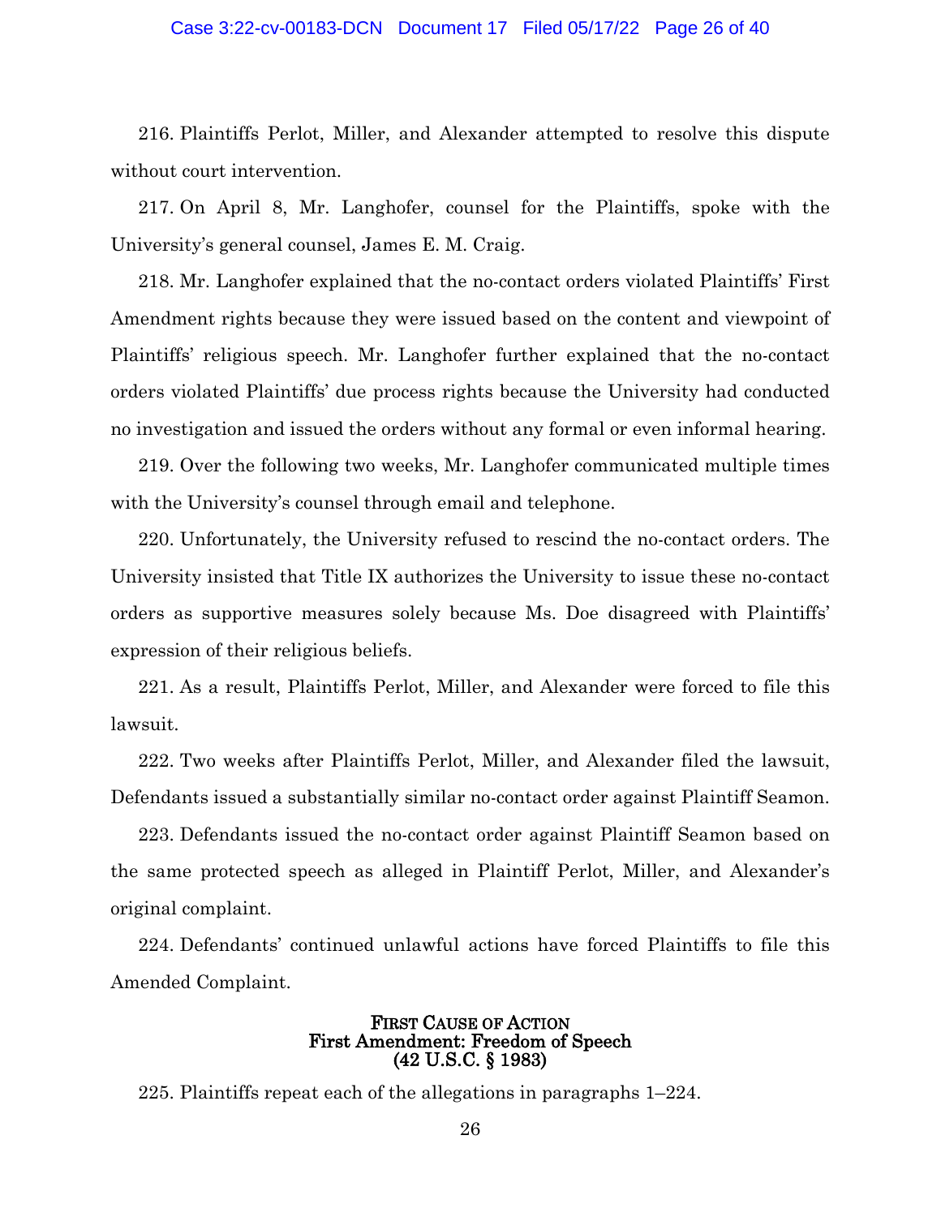216. Plaintiffs Perlot, Miller, and Alexander attempted to resolve this dispute without court intervention.

217. On April 8, Mr. Langhofer, counsel for the Plaintiffs, spoke with the University's general counsel, James E. M. Craig.

218. Mr. Langhofer explained that the no-contact orders violated Plaintiffs' First Amendment rights because they were issued based on the content and viewpoint of Plaintiffs' religious speech. Mr. Langhofer further explained that the no-contact orders violated Plaintiffs' due process rights because the University had conducted no investigation and issued the orders without any formal or even informal hearing.

219. Over the following two weeks, Mr. Langhofer communicated multiple times with the University's counsel through email and telephone.

220. Unfortunately, the University refused to rescind the no-contact orders. The University insisted that Title IX authorizes the University to issue these no-contact orders as supportive measures solely because Ms. Doe disagreed with Plaintiffs' expression of their religious beliefs.

221. As a result, Plaintiffs Perlot, Miller, and Alexander were forced to file this lawsuit.

222. Two weeks after Plaintiffs Perlot, Miller, and Alexander filed the lawsuit, Defendants issued a substantially similar no-contact order against Plaintiff Seamon.

223. Defendants issued the no-contact order against Plaintiff Seamon based on the same protected speech as alleged in Plaintiff Perlot, Miller, and Alexander's original complaint.

224. Defendants' continued unlawful actions have forced Plaintiffs to file this Amended Complaint.

## FIRST CAUSE OF ACTION
## First Amendment: Freedom of Speech
## (42 U.S.C. § 1983)

225. Plaintiffs repeat each of the allegations in paragraphs 1–224.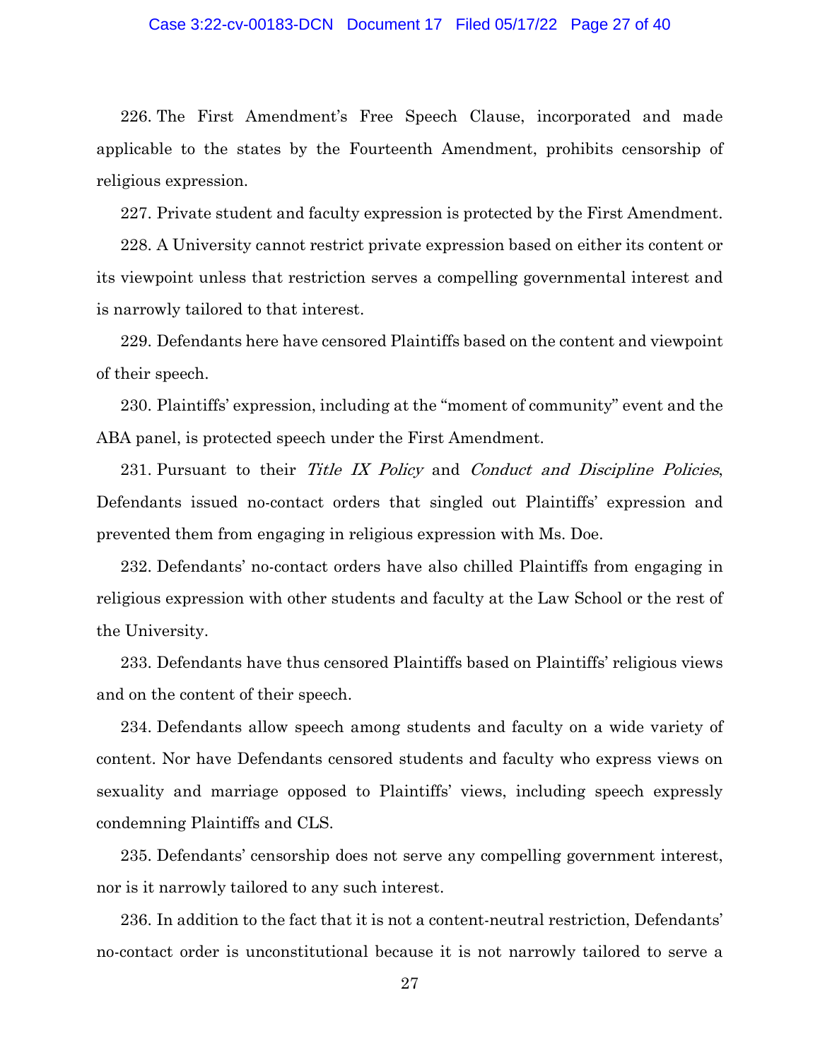226. The First Amendment's Free Speech Clause, incorporated and made applicable to the states by the Fourteenth Amendment, prohibits censorship of religious expression.

227. Private student and faculty expression is protected by the First Amendment.

228. A University cannot restrict private expression based on either its content or its viewpoint unless that restriction serves a compelling governmental interest and is narrowly tailored to that interest.

229. Defendants here have censored Plaintiffs based on the content and viewpoint of their speech.

230. Plaintiffs' expression, including at the "moment of community" event and the ABA panel, is protected speech under the First Amendment.

231. Pursuant to their *Title IX Policy* and *Conduct and Discipline Policies*, Defendants issued no-contact orders that singled out Plaintiffs' expression and prevented them from engaging in religious expression with Ms. Doe.

232. Defendants' no-contact orders have also chilled Plaintiffs from engaging in religious expression with other students and faculty at the Law School or the rest of the University.

233. Defendants have thus censored Plaintiffs based on Plaintiffs' religious views and on the content of their speech.

234. Defendants allow speech among students and faculty on a wide variety of content. Nor have Defendants censored students and faculty who express views on sexuality and marriage opposed to Plaintiffs' views, including speech expressly condemning Plaintiffs and CLS.

235. Defendants' censorship does not serve any compelling government interest, nor is it narrowly tailored to any such interest.

236. In addition to the fact that it is not a content-neutral restriction, Defendants' no-contact order is unconstitutional because it is not narrowly tailored to serve a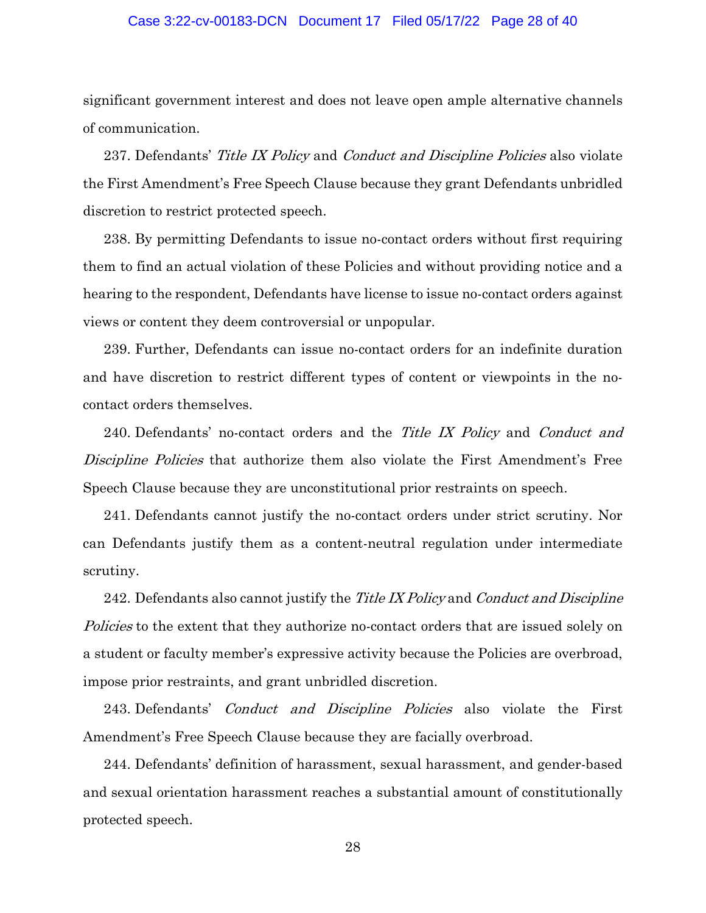significant government interest and does not leave open ample alternative channels of communication.

237. Defendants' *Title IX Policy* and *Conduct and Discipline Policies* also violate the First Amendment's Free Speech Clause because they grant Defendants unbridled discretion to restrict protected speech.

238. By permitting Defendants to issue no-contact orders without first requiring them to find an actual violation of these Policies and without providing notice and a hearing to the respondent, Defendants have license to issue no-contact orders against views or content they deem controversial or unpopular.

239. Further, Defendants can issue no-contact orders for an indefinite duration and have discretion to restrict different types of content or viewpoints in the no-contact orders themselves.

240. Defendants' no-contact orders and the *Title IX Policy* and *Conduct and Discipline Policies* that authorize them also violate the First Amendment's Free Speech Clause because they are unconstitutional prior restraints on speech.

241. Defendants cannot justify the no-contact orders under strict scrutiny. Nor can Defendants justify them as a content-neutral regulation under intermediate scrutiny.

242. Defendants also cannot justify the *Title IX Policy* and *Conduct and Discipline Policies* to the extent that they authorize no-contact orders that are issued solely on a student or faculty member's expressive activity because the Policies are overbroad, impose prior restraints, and grant unbridled discretion.

243. Defendants' *Conduct and Discipline Policies* also violate the First Amendment's Free Speech Clause because they are facially overbroad.

244. Defendants' definition of harassment, sexual harassment, and gender-based and sexual orientation harassment reaches a substantial amount of constitutionally protected speech.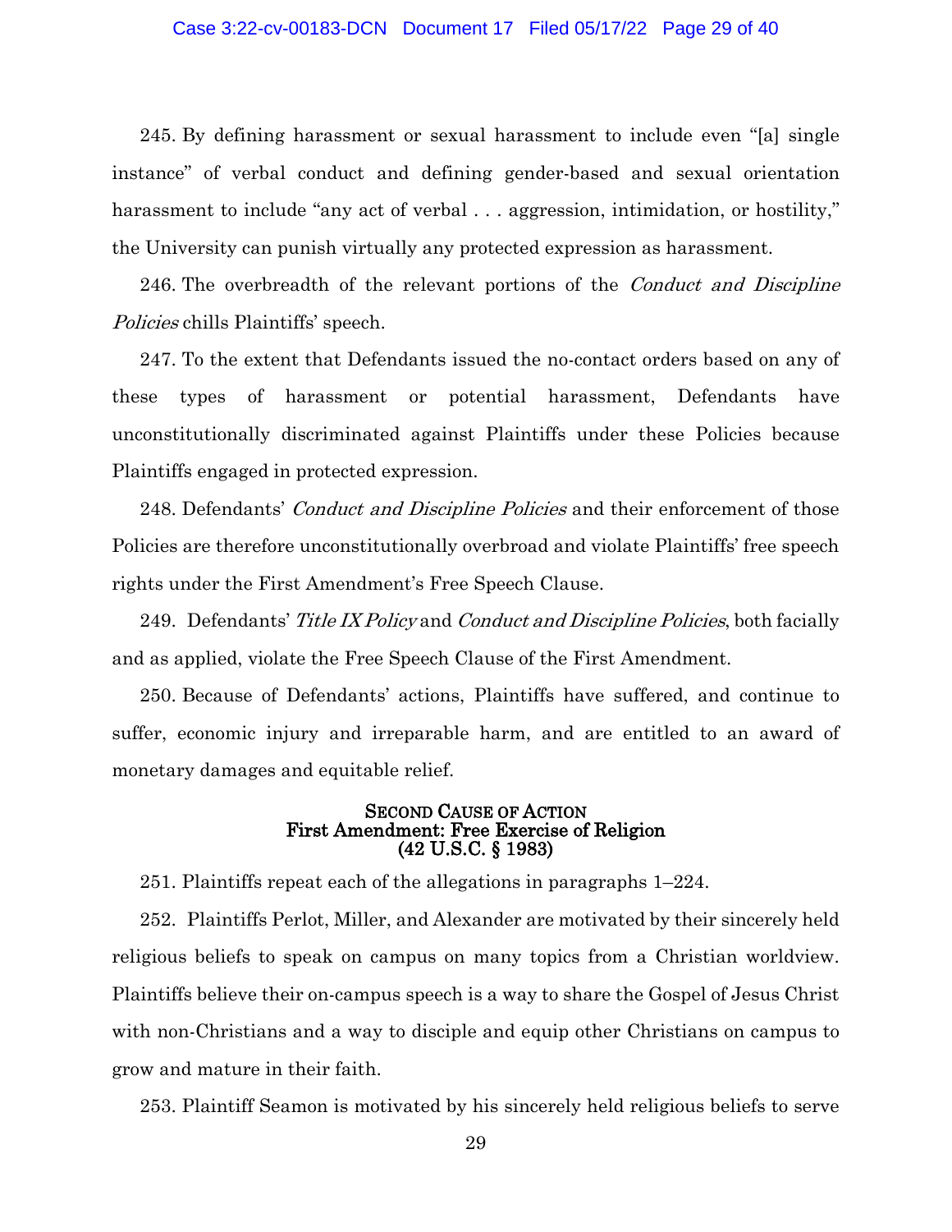245. By defining harassment or sexual harassment to include even "[a] single instance" of verbal conduct and defining gender-based and sexual orientation harassment to include "any act of verbal . . . aggression, intimidation, or hostility," the University can punish virtually any protected expression as harassment.

246. The overbreadth of the relevant portions of the *Conduct and Discipline Policies* chills Plaintiffs' speech.

247. To the extent that Defendants issued the no-contact orders based on any of these types of harassment or potential harassment, Defendants have unconstitutionally discriminated against Plaintiffs under these Policies because Plaintiffs engaged in protected expression.

248. Defendants' *Conduct and Discipline Policies* and their enforcement of those Policies are therefore unconstitutionally overbroad and violate Plaintiffs' free speech rights under the First Amendment's Free Speech Clause.

249. Defendants' *Title IX Policy* and *Conduct and Discipline Policies*, both facially and as applied, violate the Free Speech Clause of the First Amendment.

250. Because of Defendants' actions, Plaintiffs have suffered, and continue to suffer, economic injury and irreparable harm, and are entitled to an award of monetary damages and equitable relief.

### SECOND CAUSE OF ACTION
### First Amendment: Free Exercise of Religion
### (42 U.S.C. § 1983)

251. Plaintiffs repeat each of the allegations in paragraphs 1–224.

252. Plaintiffs Perlot, Miller, and Alexander are motivated by their sincerely held religious beliefs to speak on campus on many topics from a Christian worldview. Plaintiffs believe their on-campus speech is a way to share the Gospel of Jesus Christ with non-Christians and a way to disciple and equip other Christians on campus to grow and mature in their faith.

253. Plaintiff Seamon is motivated by his sincerely held religious beliefs to serve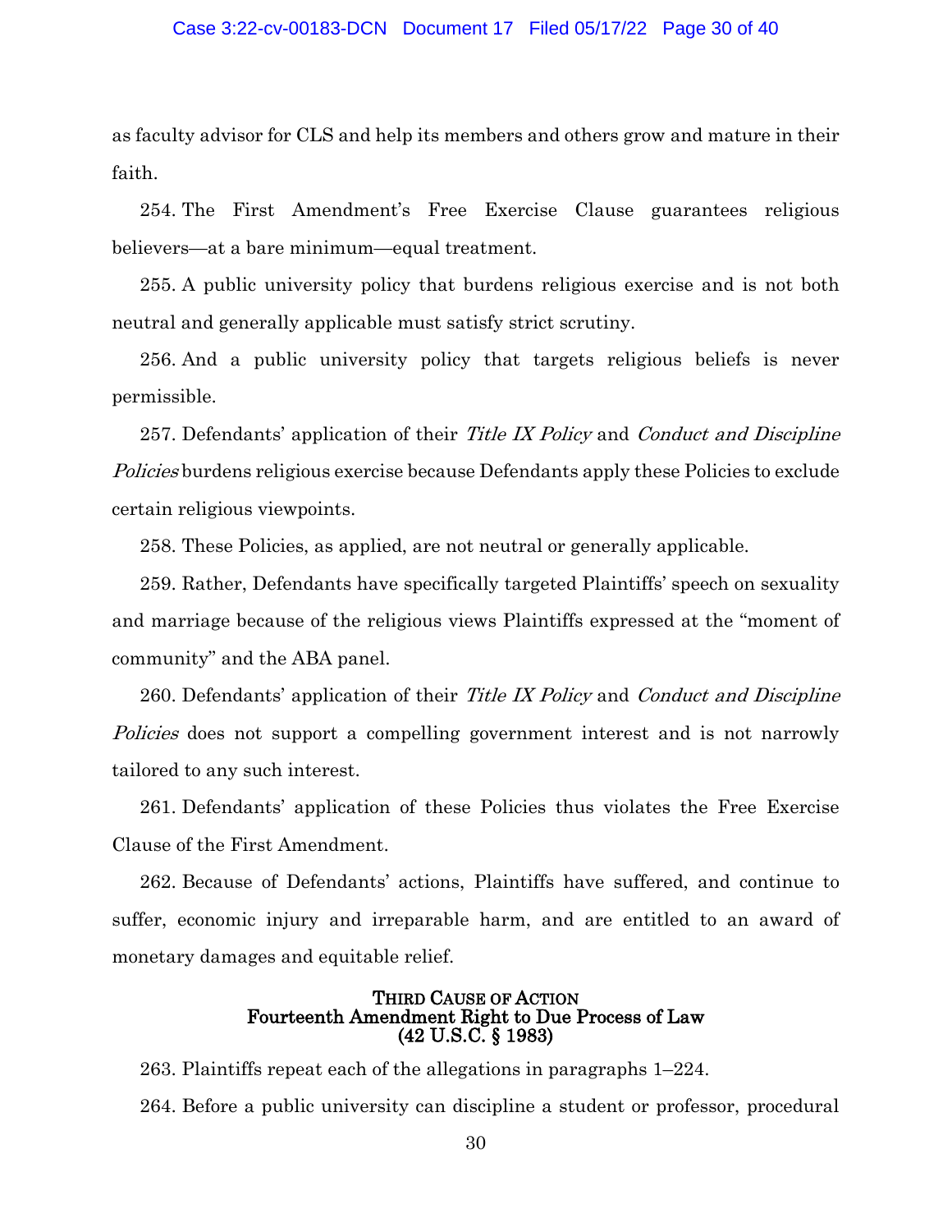as faculty advisor for CLS and help its members and others grow and mature in their faith.

254. The First Amendment's Free Exercise Clause guarantees religious believers—at a bare minimum—equal treatment.

255. A public university policy that burdens religious exercise and is not both neutral and generally applicable must satisfy strict scrutiny.

256. And a public university policy that targets religious beliefs is never permissible.

257. Defendants' application of their *Title IX Policy* and *Conduct and Discipline Policies* burdens religious exercise because Defendants apply these Policies to exclude certain religious viewpoints.

258. These Policies, as applied, are not neutral or generally applicable.

259. Rather, Defendants have specifically targeted Plaintiffs' speech on sexuality and marriage because of the religious views Plaintiffs expressed at the "moment of community" and the ABA panel.

260. Defendants' application of their *Title IX Policy* and *Conduct and Discipline Policies* does not support a compelling government interest and is not narrowly tailored to any such interest.

261. Defendants' application of these Policies thus violates the Free Exercise Clause of the First Amendment.

262. Because of Defendants' actions, Plaintiffs have suffered, and continue to suffer, economic injury and irreparable harm, and are entitled to an award of monetary damages and equitable relief.

### THIRD CAUSE OF ACTION
### Fourteenth Amendment Right to Due Process of Law
### (42 U.S.C. § 1983)

263. Plaintiffs repeat each of the allegations in paragraphs 1–224.

264. Before a public university can discipline a student or professor, procedural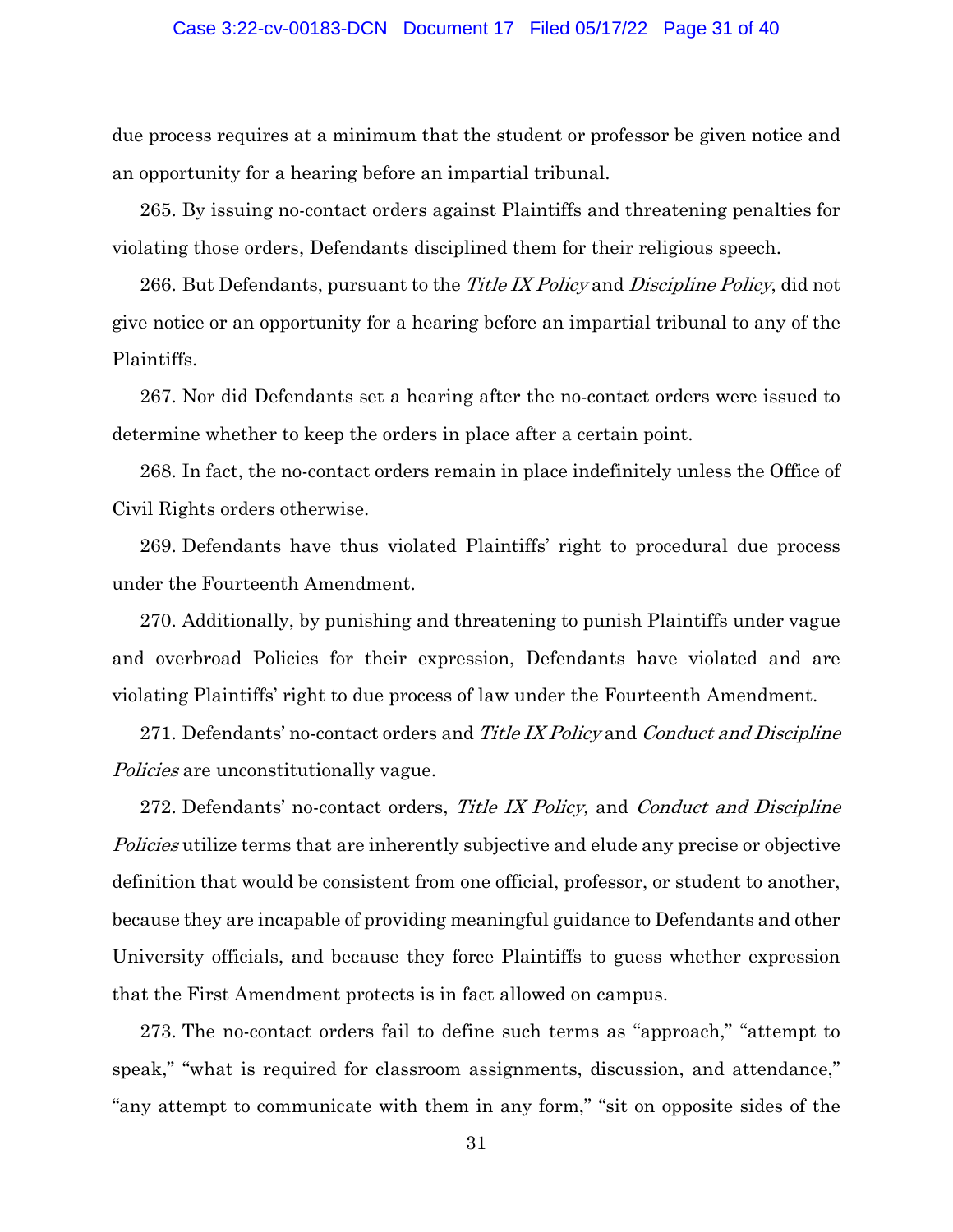due process requires at a minimum that the student or professor be given notice and an opportunity for a hearing before an impartial tribunal.

265. By issuing no-contact orders against Plaintiffs and threatening penalties for violating those orders, Defendants disciplined them for their religious speech.

266. But Defendants, pursuant to the *Title IX Policy* and *Discipline Policy*, did not give notice or an opportunity for a hearing before an impartial tribunal to any of the Plaintiffs.

267. Nor did Defendants set a hearing after the no-contact orders were issued to determine whether to keep the orders in place after a certain point.

268. In fact, the no-contact orders remain in place indefinitely unless the Office of Civil Rights orders otherwise.

269. Defendants have thus violated Plaintiffs' right to procedural due process under the Fourteenth Amendment.

270. Additionally, by punishing and threatening to punish Plaintiffs under vague and overbroad Policies for their expression, Defendants have violated and are violating Plaintiffs' right to due process of law under the Fourteenth Amendment.

271. Defendants' no-contact orders and *Title IX Policy* and *Conduct and Discipline Policies* are unconstitutionally vague.

272. Defendants' no-contact orders, *Title IX Policy,* and *Conduct and Discipline Policies* utilize terms that are inherently subjective and elude any precise or objective definition that would be consistent from one official, professor, or student to another, because they are incapable of providing meaningful guidance to Defendants and other University officials, and because they force Plaintiffs to guess whether expression that the First Amendment protects is in fact allowed on campus.

273. The no-contact orders fail to define such terms as "approach," "attempt to speak," "what is required for classroom assignments, discussion, and attendance," "any attempt to communicate with them in any form," "sit on opposite sides of the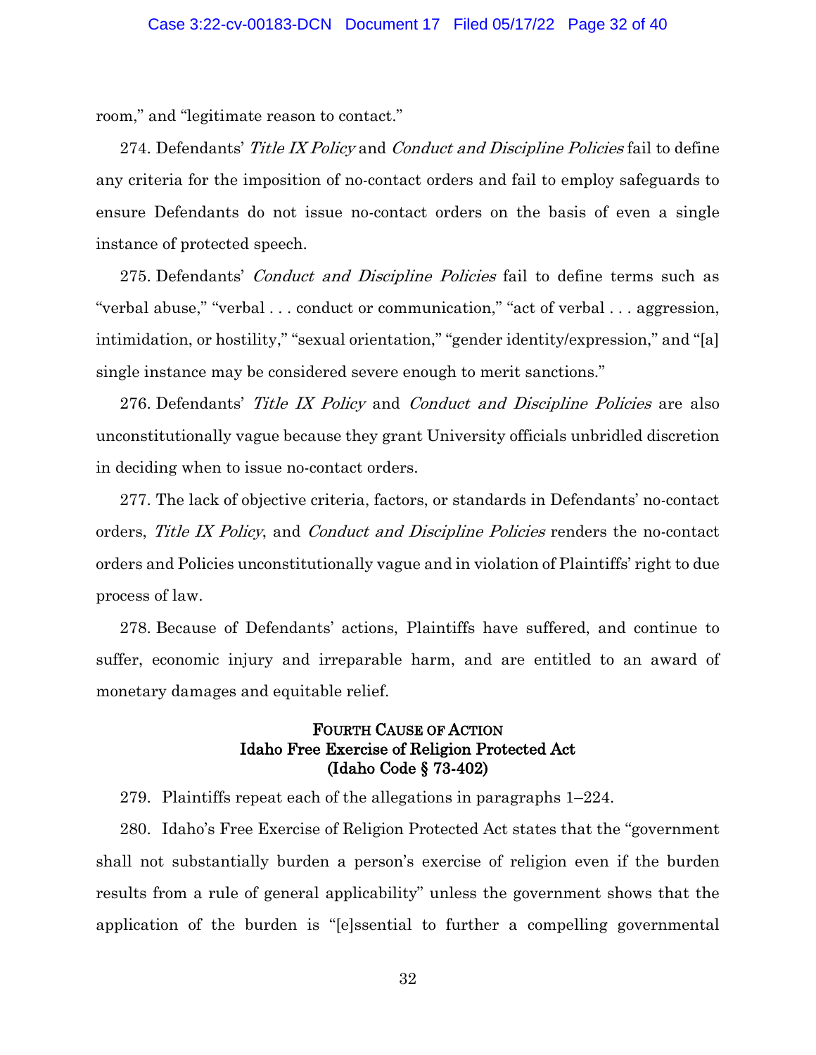room," and "legitimate reason to contact."

274. Defendants' *Title IX Policy* and *Conduct and Discipline Policies* fail to define any criteria for the imposition of no-contact orders and fail to employ safeguards to ensure Defendants do not issue no-contact orders on the basis of even a single instance of protected speech.

275. Defendants' *Conduct and Discipline Policies* fail to define terms such as "verbal abuse," "verbal . . . conduct or communication," "act of verbal . . . aggression, intimidation, or hostility," "sexual orientation," "gender identity/expression," and "[a] single instance may be considered severe enough to merit sanctions."

276. Defendants' *Title IX Policy* and *Conduct and Discipline Policies* are also unconstitutionally vague because they grant University officials unbridled discretion in deciding when to issue no-contact orders.

277. The lack of objective criteria, factors, or standards in Defendants' no-contact orders, *Title IX Policy*, and *Conduct and Discipline Policies* renders the no-contact orders and Policies unconstitutionally vague and in violation of Plaintiffs' right to due process of law.

278. Because of Defendants' actions, Plaintiffs have suffered, and continue to suffer, economic injury and irreparable harm, and are entitled to an award of monetary damages and equitable relief.

## FOURTH CAUSE OF ACTION
## Idaho Free Exercise of Religion Protected Act
## (Idaho Code § 73-402)

279. Plaintiffs repeat each of the allegations in paragraphs 1–224.

280. Idaho's Free Exercise of Religion Protected Act states that the "government shall not substantially burden a person's exercise of religion even if the burden results from a rule of general applicability" unless the government shows that the application of the burden is "[e]ssential to further a compelling governmental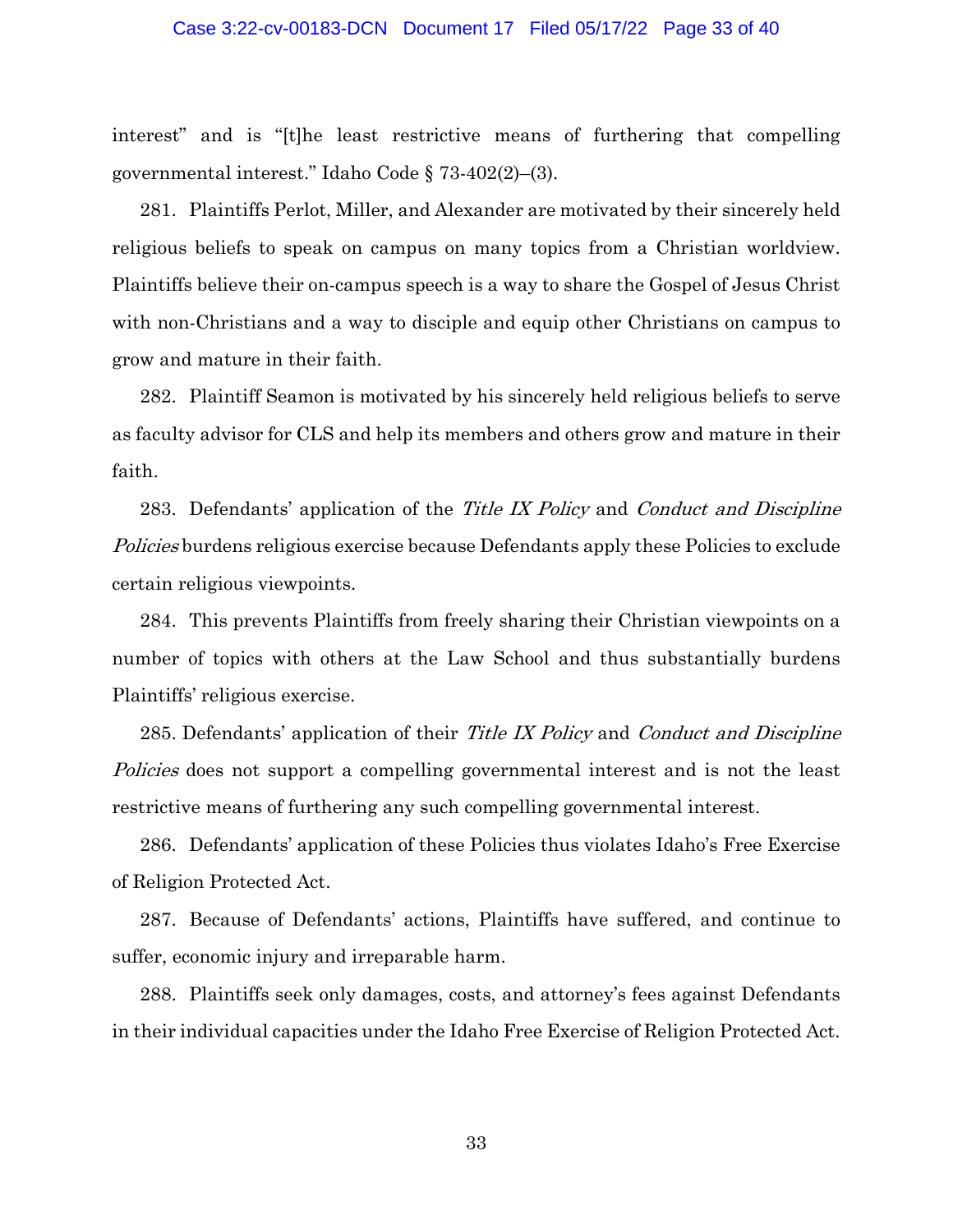interest" and is "[t]he least restrictive means of furthering that compelling governmental interest." Idaho Code § 73-402(2)–(3).

281. Plaintiffs Perlot, Miller, and Alexander are motivated by their sincerely held religious beliefs to speak on campus on many topics from a Christian worldview. Plaintiffs believe their on-campus speech is a way to share the Gospel of Jesus Christ with non-Christians and a way to disciple and equip other Christians on campus to grow and mature in their faith.

282. Plaintiff Seamon is motivated by his sincerely held religious beliefs to serve as faculty advisor for CLS and help its members and others grow and mature in their faith.

283. Defendants' application of the *Title IX Policy* and *Conduct and Discipline Policies* burdens religious exercise because Defendants apply these Policies to exclude certain religious viewpoints.

284. This prevents Plaintiffs from freely sharing their Christian viewpoints on a number of topics with others at the Law School and thus substantially burdens Plaintiffs' religious exercise.

285. Defendants' application of their *Title IX Policy* and *Conduct and Discipline Policies* does not support a compelling governmental interest and is not the least restrictive means of furthering any such compelling governmental interest.

286. Defendants' application of these Policies thus violates Idaho's Free Exercise of Religion Protected Act.

287. Because of Defendants' actions, Plaintiffs have suffered, and continue to suffer, economic injury and irreparable harm.

288. Plaintiffs seek only damages, costs, and attorney's fees against Defendants in their individual capacities under the Idaho Free Exercise of Religion Protected Act.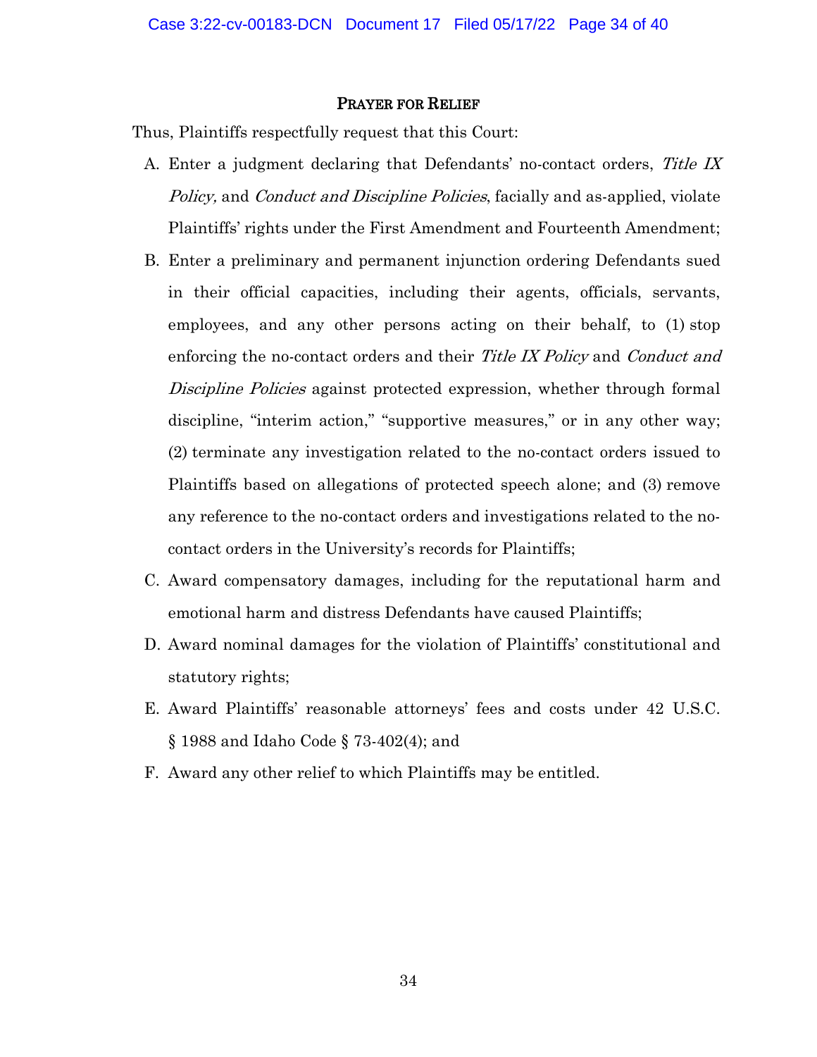## PRAYER FOR RELIEF

Thus, Plaintiffs respectfully request that this Court:

A. Enter a judgment declaring that Defendants' no-contact orders, *Title IX Policy,* and *Conduct and Discipline Policies*, facially and as-applied, violate Plaintiffs' rights under the First Amendment and Fourteenth Amendment;

B. Enter a preliminary and permanent injunction ordering Defendants sued in their official capacities, including their agents, officials, servants, employees, and any other persons acting on their behalf, to (1) stop enforcing the no-contact orders and their *Title IX Policy* and *Conduct and Discipline Policies* against protected expression, whether through formal discipline, "interim action," "supportive measures," or in any other way; (2) terminate any investigation related to the no-contact orders issued to Plaintiffs based on allegations of protected speech alone; and (3) remove any reference to the no-contact orders and investigations related to the no-contact orders in the University's records for Plaintiffs;

C. Award compensatory damages, including for the reputational harm and emotional harm and distress Defendants have caused Plaintiffs;

D. Award nominal damages for the violation of Plaintiffs' constitutional and statutory rights;

E. Award Plaintiffs' reasonable attorneys' fees and costs under 42 U.S.C. § 1988 and Idaho Code § 73-402(4); and

F. Award any other relief to which Plaintiffs may be entitled.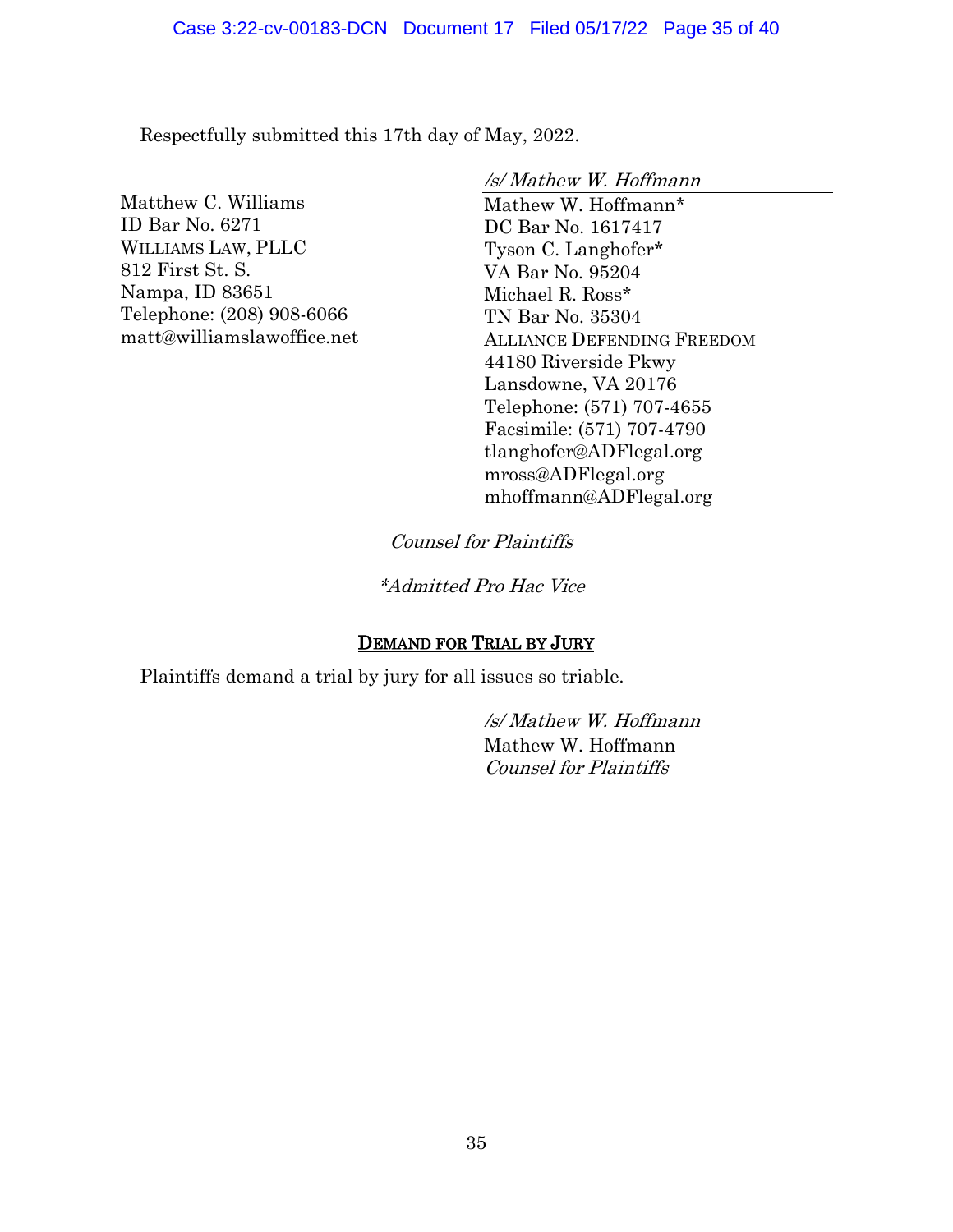Respectfully submitted this 17th day of May, 2022.

Matthew C. Williams
ID Bar No. 6271
WILLIAMS LAW, PLLC
812 First St. S.
Nampa, ID 83651
Telephone: (208) 908-6066
matt@williamslawoffice.net

*/s/ Mathew W. Hoffmann*
Mathew W. Hoffmann*
DC Bar No. 1617417
Tyson C. Langhofer*
VA Bar No. 95204
Michael R. Ross*
TN Bar No. 35304
ALLIANCE DEFENDING FREEDOM
44180 Riverside Pkwy
Lansdowne, VA 20176
Telephone: (571) 707-4655
Facsimile: (571) 707-4790
tlanghofer@ADFlegal.org
mross@ADFlegal.org
mhoffmann@ADFlegal.org

*Counsel for Plaintiffs*

**Admitted Pro Hac Vice*

## DEMAND FOR TRIAL BY JURY

Plaintiffs demand a trial by jury for all issues so triable.

*/s/ Mathew W. Hoffmann*
Mathew W. Hoffmann
*Counsel for Plaintiffs*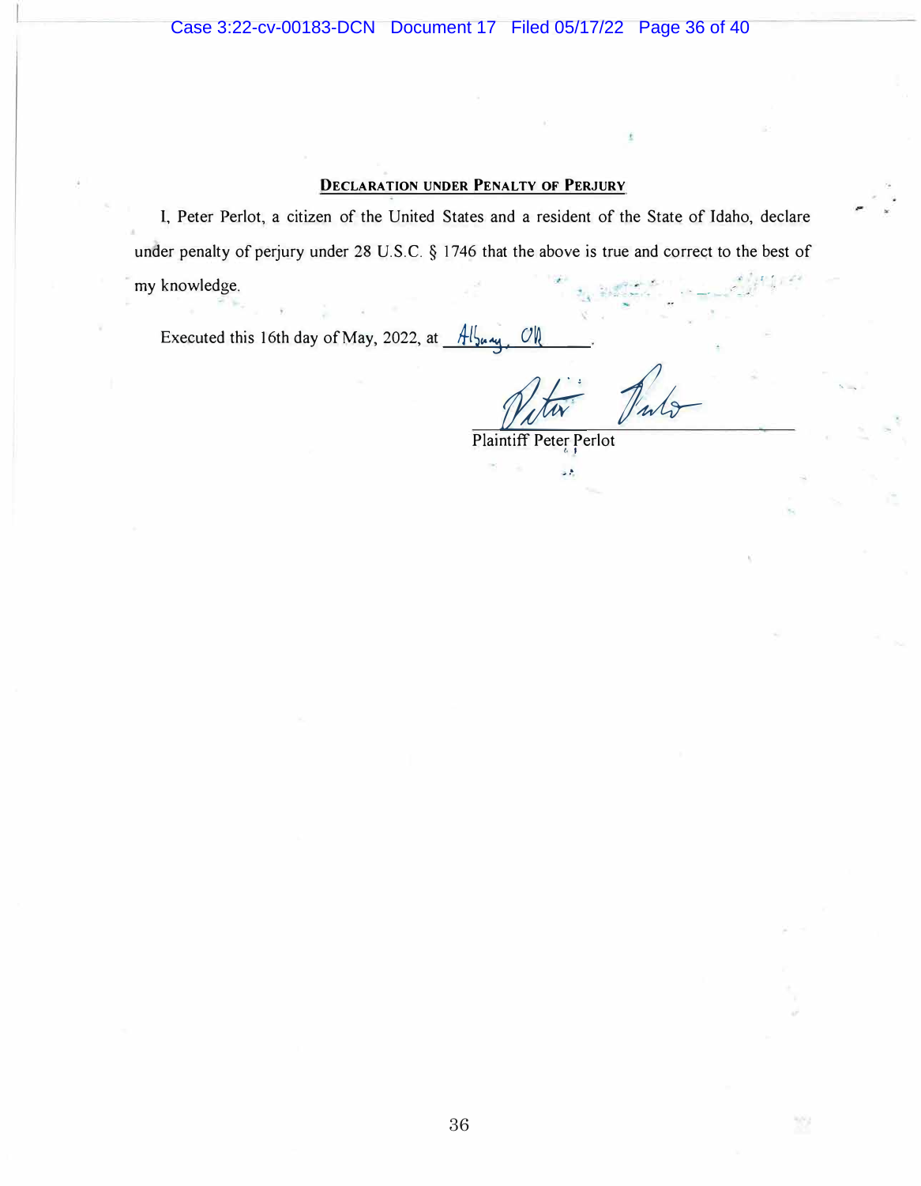## Declaration under Penalty of Perjury

I, Peter Perlot, a citizen of the United States and a resident of the State of Idaho, declare under penalty of perjury under 28 U.S.C. § 1746 that the above is true and correct to the best of my knowledge.

Executed this 16th day of May, 2022, at Albany, OR.

Plaintiff Peter Perlot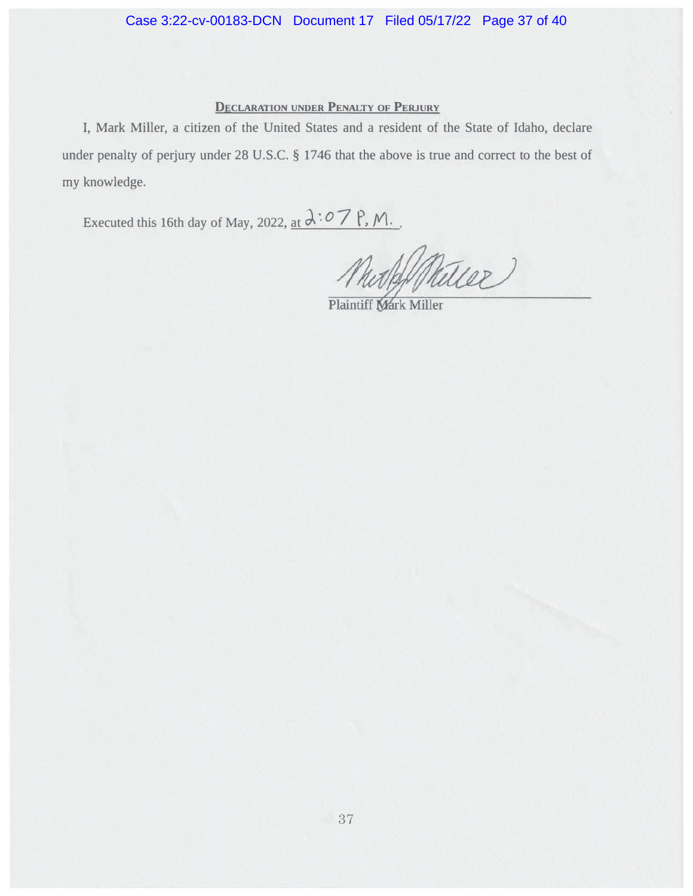## DECLARATION UNDER PENALTY OF PERJURY

I, Mark Miller, a citizen of the United States and a resident of the State of Idaho, declare under penalty of perjury under 28 U.S.C. § 1746 that the above is true and correct to the best of my knowledge.

Executed this 16th day of May, 2022, at 2:07 P.M.

Plaintiff Mark Miller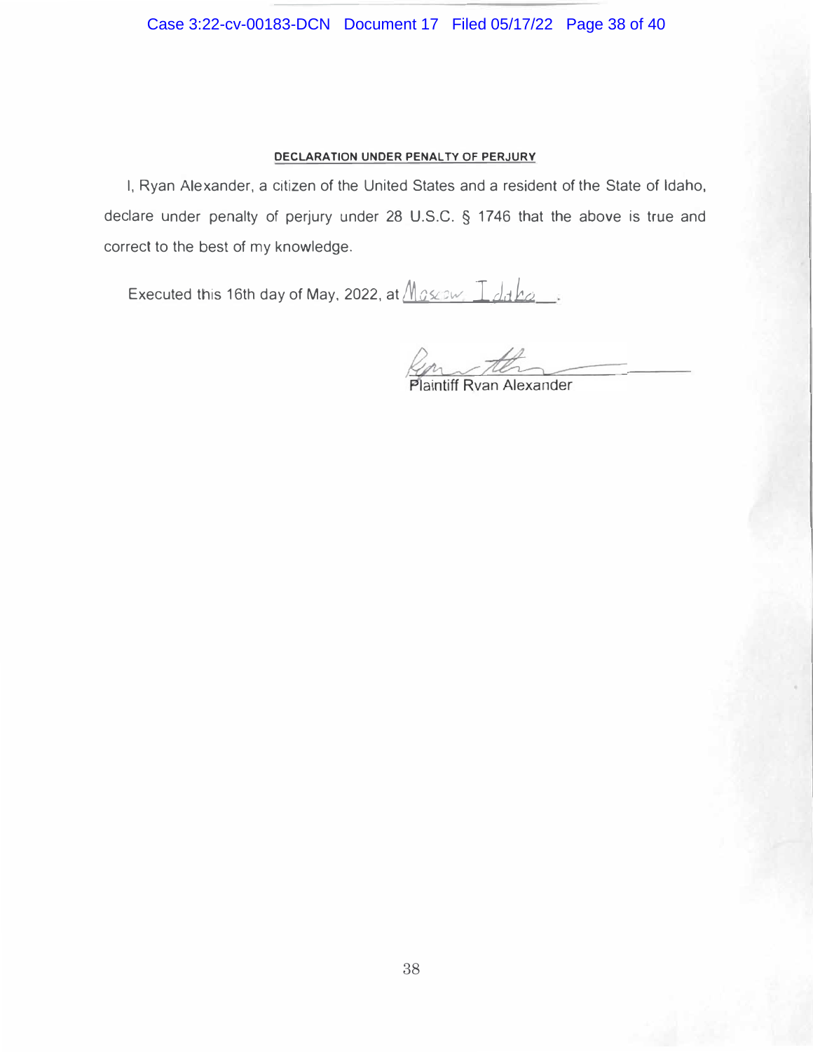**DECLARATION UNDER PENALTY OF PERJURY**

I, Ryan Alexander, a citizen of the United States and a resident of the State of Idaho, declare under penalty of perjury under 28 U.S.C. § 1746 that the above is true and correct to the best of my knowledge.

Executed this 16th day of May, 2022, at Moscow, Idaho.

Plaintiff Rvan Alexander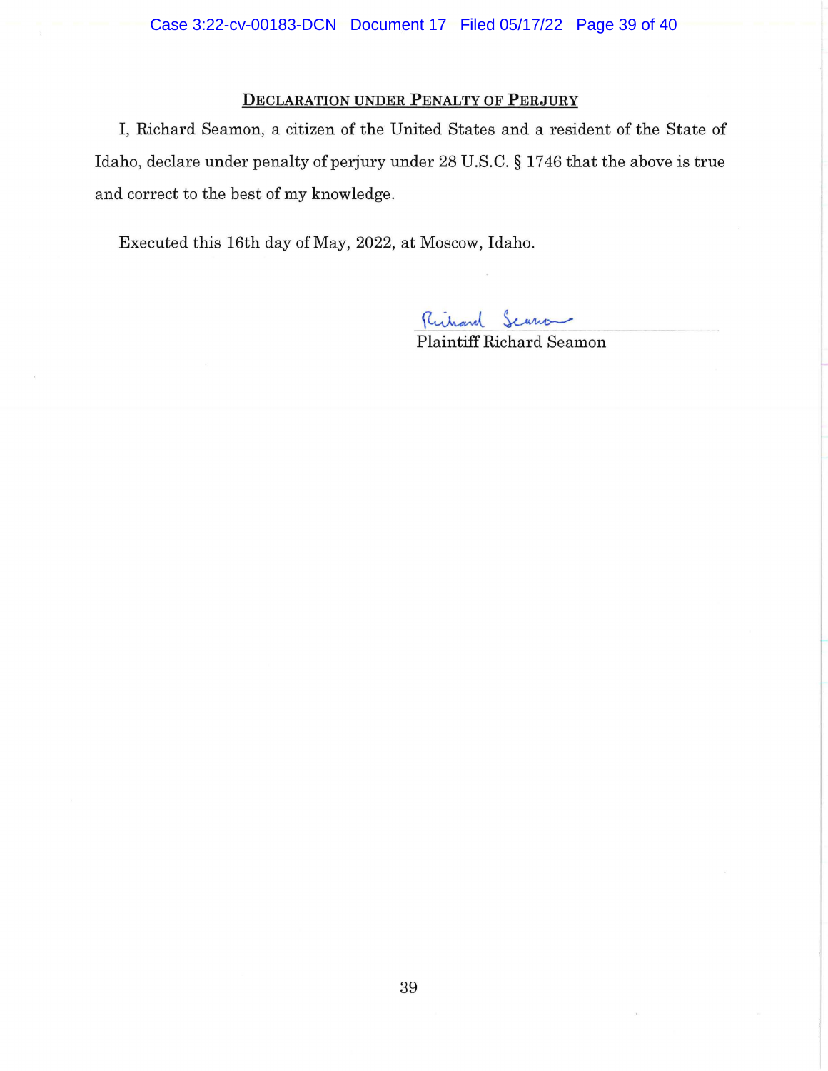## Declaration under Penalty of Perjury

I, Richard Seamon, a citizen of the United States and a resident of the State of Idaho, declare under penalty of perjury under 28 U.S.C. § 1746 that the above is true and correct to the best of my knowledge.

Executed this 16th day of May, 2022, at Moscow, Idaho.

Richard Seamon

Plaintiff Richard Seamon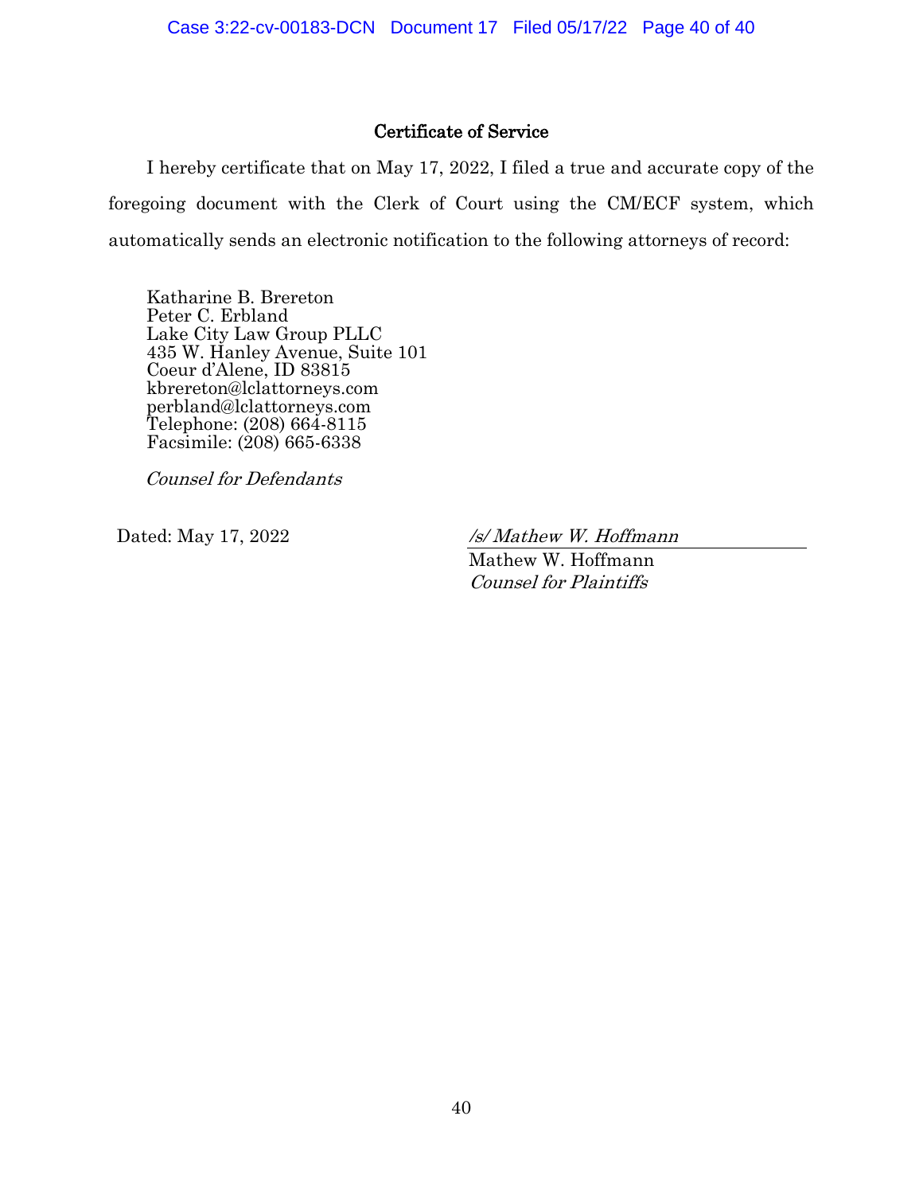## Certificate of Service

I hereby certificate that on May 17, 2022, I filed a true and accurate copy of the foregoing document with the Clerk of Court using the CM/ECF system, which automatically sends an electronic notification to the following attorneys of record:

Katharine B. Brereton
Peter C. Erbland
Lake City Law Group PLLC
435 W. Hanley Avenue, Suite 101
Coeur d'Alene, ID 83815
kbrereton@lclattorneys.com
perbland@lclattorneys.com
Telephone: (208) 664-8115
Facsimile: (208) 665-6338

*Counsel for Defendants*

Dated: May 17, 2022

*/s/ Mathew W. Hoffmann*
Mathew W. Hoffmann
*Counsel for Plaintiffs*